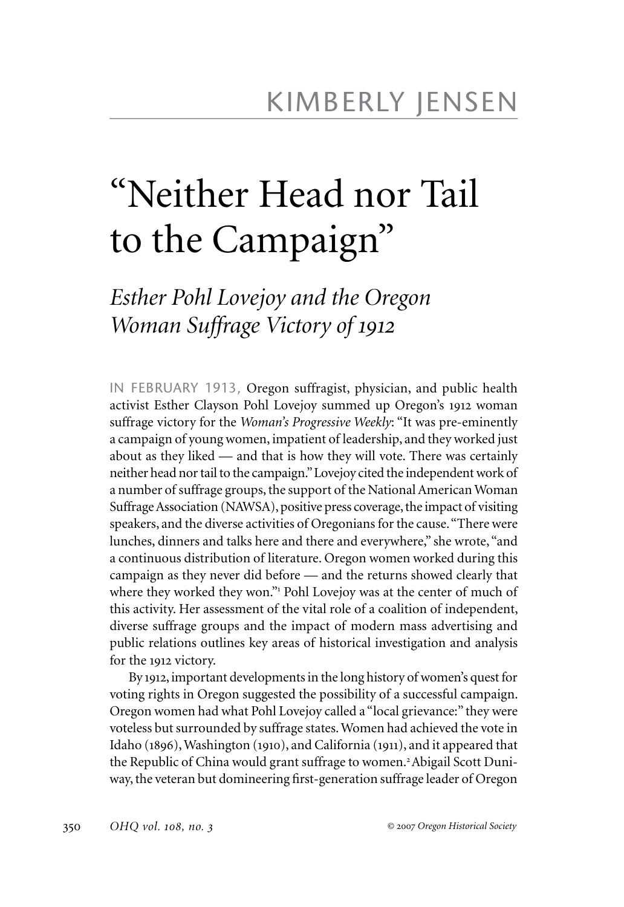KIMBERLY JENSEN

# "Neither Head nor Tail to the Campaign"

## *Esther Pohl Lovejoy and the Oregon Woman Suffrage Victory of 1912*

IN FEBRUARY 1913, Oregon suffragist, physician, and public health activist Esther Clayson Pohl Lovejoy summed up Oregon's 1912 woman suffrage victory for the *Woman's Progressive Weekly*: "It was pre-eminently a campaign of young women, impatient of leadership, and they worked just about as they liked — and that is how they will vote. There was certainly neither head nor tail to the campaign." Lovejoy cited the independent work of a number of suffrage groups, the support of the National American Woman Suffrage Association (NAWSA), positive press coverage, the impact of visiting speakers, and the diverse activities of Oregonians for the cause. "There were lunches, dinners and talks here and there and everywhere," she wrote, "and a continuous distribution of literature. Oregon women worked during this campaign as they never did before — and the returns showed clearly that where they worked they won."[1] Pohl Lovejoy was at the center of much of this activity. Her assessment of the vital role of a coalition of independent, diverse suffrage groups and the impact of modern mass advertising and public relations outlines key areas of historical investigation and analysis for the 1912 victory.

By 1912, important developments in the long history of women's quest for voting rights in Oregon suggested the possibility of a successful campaign. Oregon women had what Pohl Lovejoy called a "local grievance:" they were voteless but surrounded by suffrage states. Women had achieved the vote in Idaho (1896), Washington (1910), and California (1911), and it appeared that the Republic of China would grant suffrage to women.[2] Abigail Scott Duniway, the veteran but domineering first-generation suffrage leader of Oregon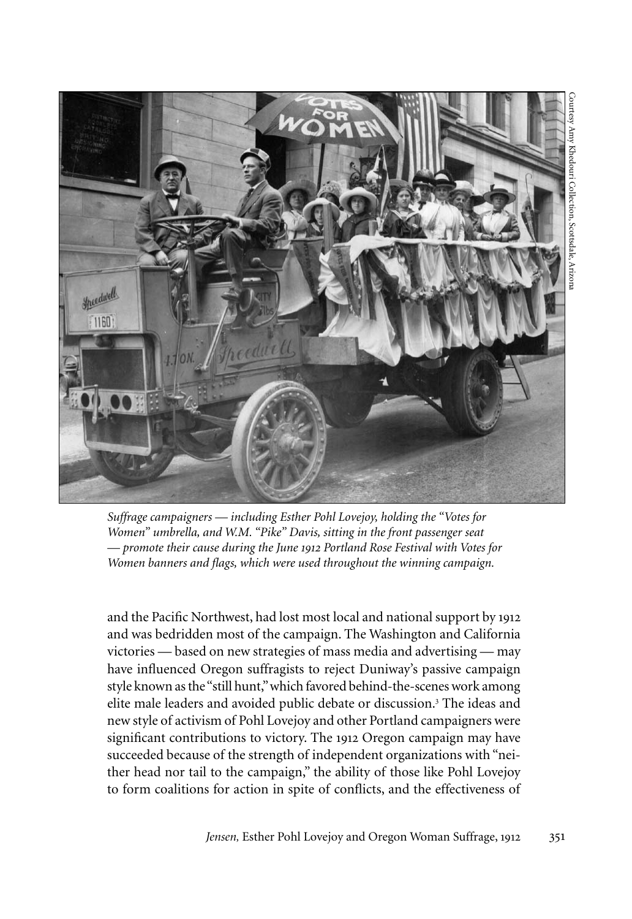Courtesy Amy Khedouri Collection, Scottsdale, Arizona

*Suffrage campaigners — including Esther Pohl Lovejoy, holding the "Votes for Women" umbrella, and W.M. "Pike" Davis, sitting in the front passenger seat — promote their cause during the June 1912 Portland Rose Festival with Votes for Women banners and flags, which were used throughout the winning campaign.*

and the Pacific Northwest, had lost most local and national support by 1912 and was bedridden most of the campaign. The Washington and California victories — based on new strategies of mass media and advertising — may have influenced Oregon suffragists to reject Duniway's passive campaign style known as the "still hunt," which favored behind-the-scenes work among elite male leaders and avoided public debate or discussion.[3] The ideas and new style of activism of Pohl Lovejoy and other Portland campaigners were significant contributions to victory. The 1912 Oregon campaign may have succeeded because of the strength of independent organizations with "neither head nor tail to the campaign," the ability of those like Pohl Lovejoy to form coalitions for action in spite of conflicts, and the effectiveness of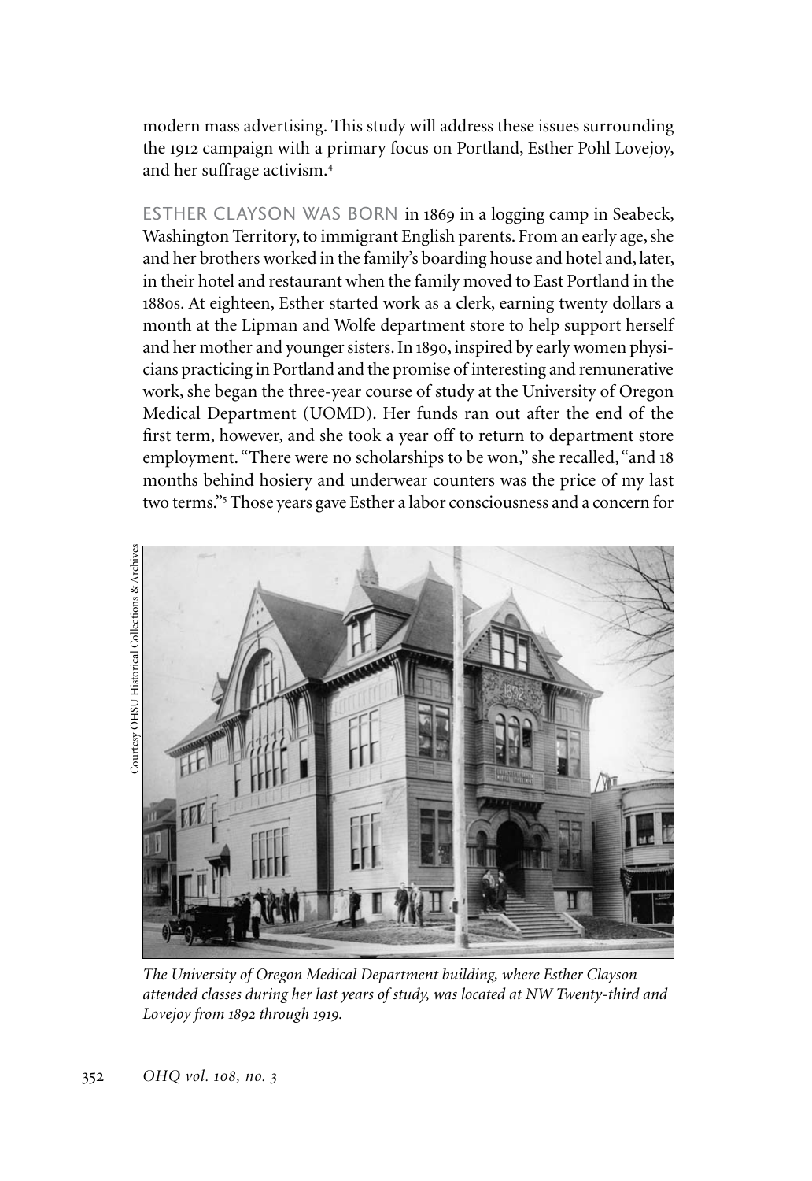modern mass advertising. This study will address these issues surrounding the 1912 campaign with a primary focus on Portland, Esther Pohl Lovejoy, and her suffrage activism.[4]

ESTHER CLAYSON WAS BORN in 1869 in a logging camp in Seabeck, Washington Territory, to immigrant English parents. From an early age, she and her brothers worked in the family's boarding house and hotel and, later, in their hotel and restaurant when the family moved to East Portland in the 1880s. At eighteen, Esther started work as a clerk, earning twenty dollars a month at the Lipman and Wolfe department store to help support herself and her mother and younger sisters. In 1890, inspired by early women physicians practicing in Portland and the promise of interesting and remunerative work, she began the three-year course of study at the University of Oregon Medical Department (UOMD). Her funds ran out after the end of the first term, however, and she took a year off to return to department store employment. "There were no scholarships to be won," she recalled, "and 18 months behind hosiery and underwear counters was the price of my last two terms."[5] Those years gave Esther a labor consciousness and a concern for

Courtesy OHSU Historical Collections & Archives

*The University of Oregon Medical Department building, where Esther Clayson attended classes during her last years of study, was located at NW Twenty-third and Lovejoy from 1892 through 1919.*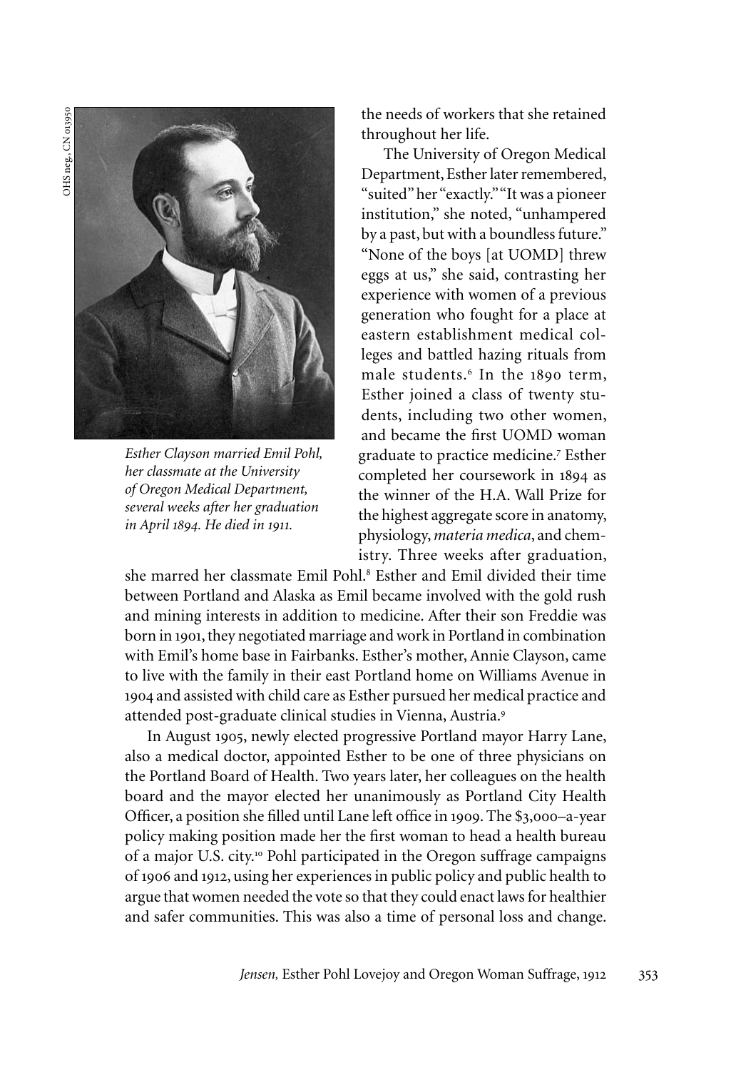OHS neg., CN 013950

*Esther Clayson married Emil Pohl, her classmate at the University of Oregon Medical Department, several weeks after her graduation in April 1894. He died in 1911.*

the needs of workers that she retained throughout her life.

The University of Oregon Medical Department, Esther later remembered, "suited" her "exactly." "It was a pioneer institution," she noted, "unhampered by a past, but with a boundless future." "None of the boys [at UOMD] threw eggs at us," she said, contrasting her experience with women of a previous generation who fought for a place at eastern establishment medical colleges and battled hazing rituals from male students.[6] In the 1890 term, Esther joined a class of twenty students, including two other women, and became the first UOMD woman graduate to practice medicine.[7] Esther completed her coursework in 1894 as the winner of the H.A. Wall Prize for the highest aggregate score in anatomy, physiology, *materia medica*, and chemistry. Three weeks after graduation, she marred her classmate Emil Pohl.[8] Esther and Emil divided their time between Portland and Alaska as Emil became involved with the gold rush and mining interests in addition to medicine. After their son Freddie was born in 1901, they negotiated marriage and work in Portland in combination with Emil's home base in Fairbanks. Esther's mother, Annie Clayson, came to live with the family in their east Portland home on Williams Avenue in 1904 and assisted with child care as Esther pursued her medical practice and attended post-graduate clinical studies in Vienna, Austria.[9]

In August 1905, newly elected progressive Portland mayor Harry Lane, also a medical doctor, appointed Esther to be one of three physicians on the Portland Board of Health. Two years later, her colleagues on the health board and the mayor elected her unanimously as Portland City Health Officer, a position she filled until Lane left office in 1909. The $3,000–a-year policy making position made her the first woman to head a health bureau of a major U.S. city.[10] Pohl participated in the Oregon suffrage campaigns of 1906 and 1912, using her experiences in public policy and public health to argue that women needed the vote so that they could enact laws for healthier and safer communities. This was also a time of personal loss and change.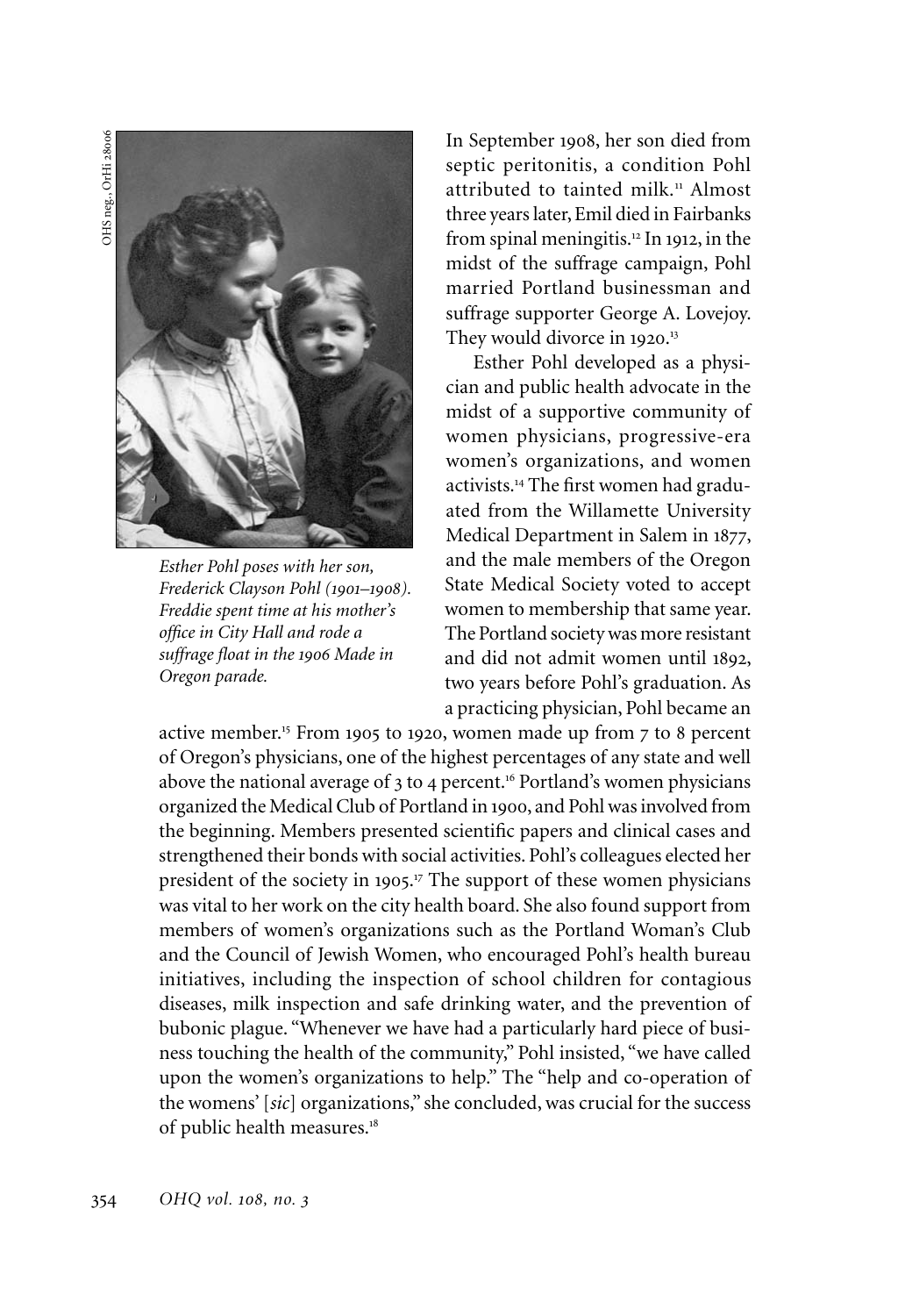OHS neg., OrHi 28006

*Esther Pohl poses with her son, Frederick Clayson Pohl (1901–1908). Freddie spent time at his mother's office in City Hall and rode a suffrage float in the 1906 Made in Oregon parade.*

In September 1908, her son died from septic peritonitis, a condition Pohl attributed to tainted milk.[11] Almost three years later, Emil died in Fairbanks from spinal meningitis.[12] In 1912, in the midst of the suffrage campaign, Pohl married Portland businessman and suffrage supporter George A. Lovejoy. They would divorce in 1920.[13]

Esther Pohl developed as a physician and public health advocate in the midst of a supportive community of women physicians, progressive-era women's organizations, and women activists.[14] The first women had graduated from the Willamette University Medical Department in Salem in 1877, and the male members of the Oregon State Medical Society voted to accept women to membership that same year. The Portland society was more resistant and did not admit women until 1892, two years before Pohl's graduation. As a practicing physician, Pohl became an active member.[15] From 1905 to 1920, women made up from 7 to 8 percent of Oregon's physicians, one of the highest percentages of any state and well above the national average of 3 to 4 percent.[16] Portland's women physicians organized the Medical Club of Portland in 1900, and Pohl was involved from the beginning. Members presented scientific papers and clinical cases and strengthened their bonds with social activities. Pohl's colleagues elected her president of the society in 1905.[17] The support of these women physicians was vital to her work on the city health board. She also found support from members of women's organizations such as the Portland Woman's Club and the Council of Jewish Women, who encouraged Pohl's health bureau initiatives, including the inspection of school children for contagious diseases, milk inspection and safe drinking water, and the prevention of bubonic plague. "Whenever we have had a particularly hard piece of business touching the health of the community," Pohl insisted, "we have called upon the women's organizations to help." The "help and co-operation of the womens' [*sic*] organizations," she concluded, was crucial for the success of public health measures.[18]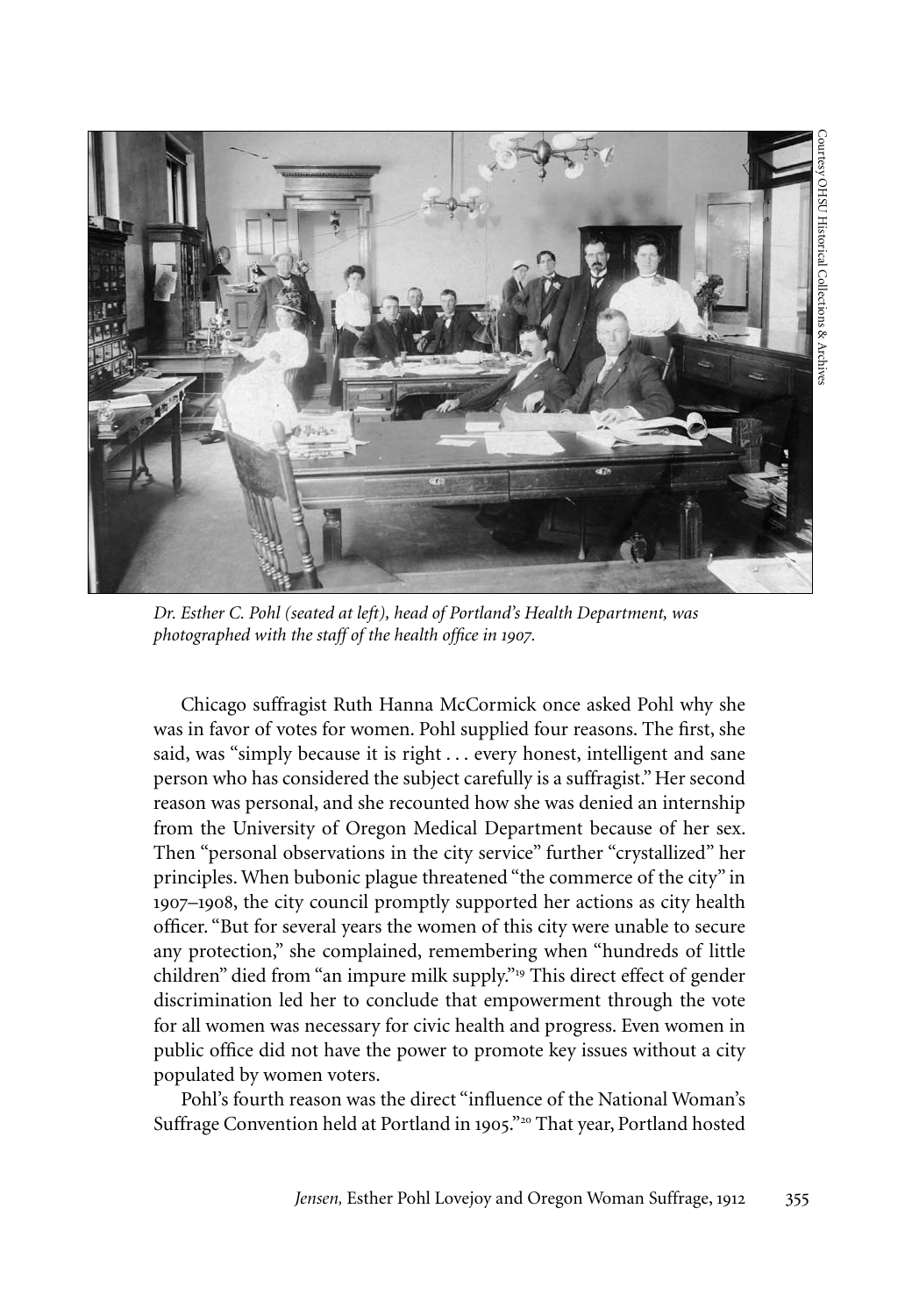*Dr. Esther C. Pohl (seated at left), head of Portland's Health Department, was photographed with the staff of the health office in 1907.*

Courtesy OHSU Historical Collections & Archives

Chicago suffragist Ruth Hanna McCormick once asked Pohl why she was in favor of votes for women. Pohl supplied four reasons. The first, she said, was "simply because it is right . . . every honest, intelligent and sane person who has considered the subject carefully is a suffragist." Her second reason was personal, and she recounted how she was denied an internship from the University of Oregon Medical Department because of her sex. Then "personal observations in the city service" further "crystallized" her principles. When bubonic plague threatened "the commerce of the city" in 1907–1908, the city council promptly supported her actions as city health officer. "But for several years the women of this city were unable to secure any protection," she complained, remembering when "hundreds of little children" died from "an impure milk supply."[19] This direct effect of gender discrimination led her to conclude that empowerment through the vote for all women was necessary for civic health and progress. Even women in public office did not have the power to promote key issues without a city populated by women voters.

Pohl's fourth reason was the direct "influence of the National Woman's Suffrage Convention held at Portland in 1905."[20] That year, Portland hosted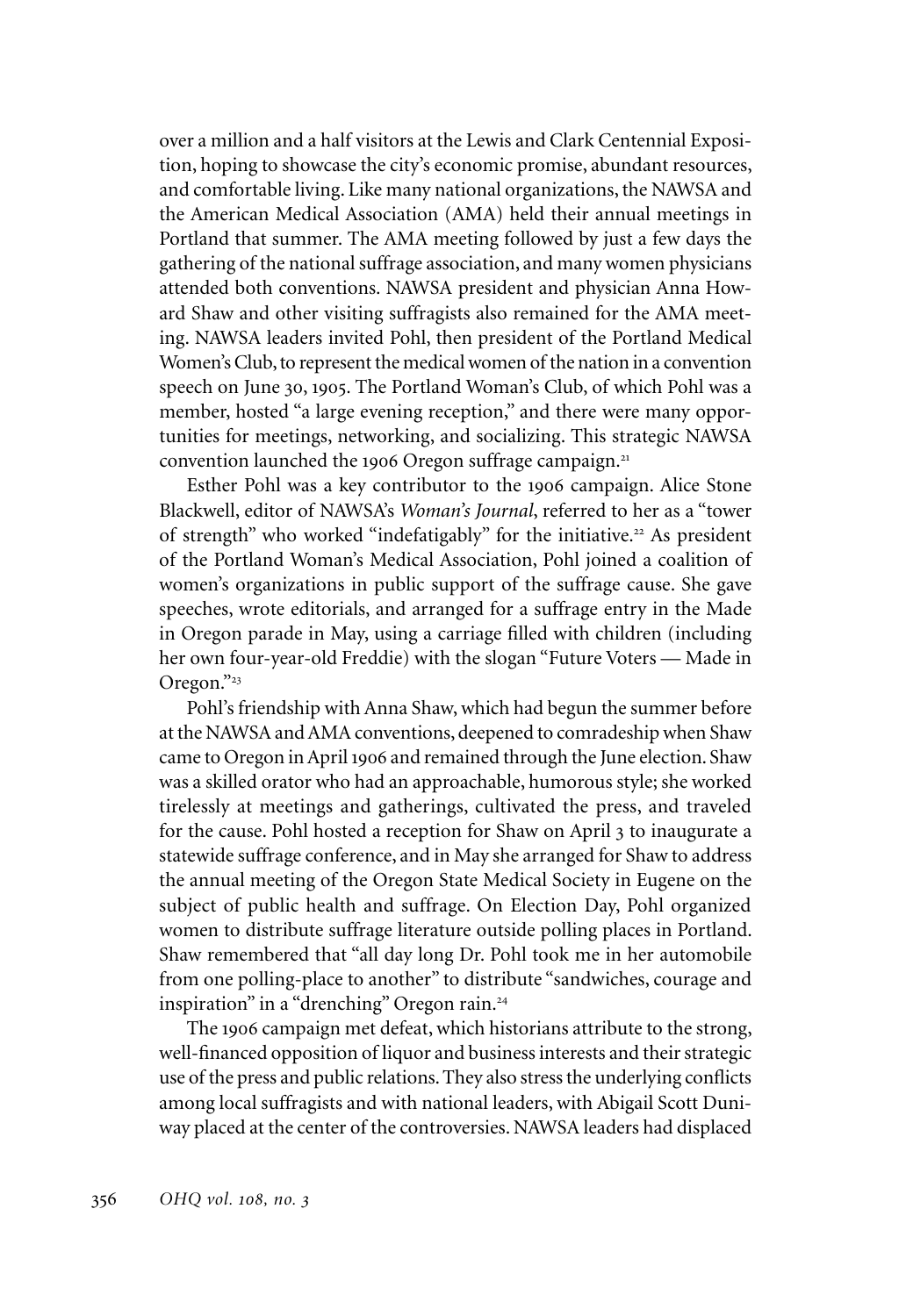over a million and a half visitors at the Lewis and Clark Centennial Exposition, hoping to showcase the city's economic promise, abundant resources, and comfortable living. Like many national organizations, the NAWSA and the American Medical Association (AMA) held their annual meetings in Portland that summer. The AMA meeting followed by just a few days the gathering of the national suffrage association, and many women physicians attended both conventions. NAWSA president and physician Anna Howard Shaw and other visiting suffragists also remained for the AMA meeting. NAWSA leaders invited Pohl, then president of the Portland Medical Women's Club, to represent the medical women of the nation in a convention speech on June 30, 1905. The Portland Woman's Club, of which Pohl was a member, hosted "a large evening reception," and there were many opportunities for meetings, networking, and socializing. This strategic NAWSA convention launched the 1906 Oregon suffrage campaign.[21]

Esther Pohl was a key contributor to the 1906 campaign. Alice Stone Blackwell, editor of NAWSA's *Woman's Journal*, referred to her as a "tower of strength" who worked "indefatigably" for the initiative.[22] As president of the Portland Woman's Medical Association, Pohl joined a coalition of women's organizations in public support of the suffrage cause. She gave speeches, wrote editorials, and arranged for a suffrage entry in the Made in Oregon parade in May, using a carriage filled with children (including her own four-year-old Freddie) with the slogan "Future Voters — Made in Oregon."[23]

Pohl's friendship with Anna Shaw, which had begun the summer before at the NAWSA and AMA conventions, deepened to comradeship when Shaw came to Oregon in April 1906 and remained through the June election. Shaw was a skilled orator who had an approachable, humorous style; she worked tirelessly at meetings and gatherings, cultivated the press, and traveled for the cause. Pohl hosted a reception for Shaw on April 3 to inaugurate a statewide suffrage conference, and in May she arranged for Shaw to address the annual meeting of the Oregon State Medical Society in Eugene on the subject of public health and suffrage. On Election Day, Pohl organized women to distribute suffrage literature outside polling places in Portland. Shaw remembered that "all day long Dr. Pohl took me in her automobile from one polling-place to another" to distribute "sandwiches, courage and inspiration" in a "drenching" Oregon rain.[24]

The 1906 campaign met defeat, which historians attribute to the strong, well-financed opposition of liquor and business interests and their strategic use of the press and public relations. They also stress the underlying conflicts among local suffragists and with national leaders, with Abigail Scott Duniway placed at the center of the controversies. NAWSA leaders had displaced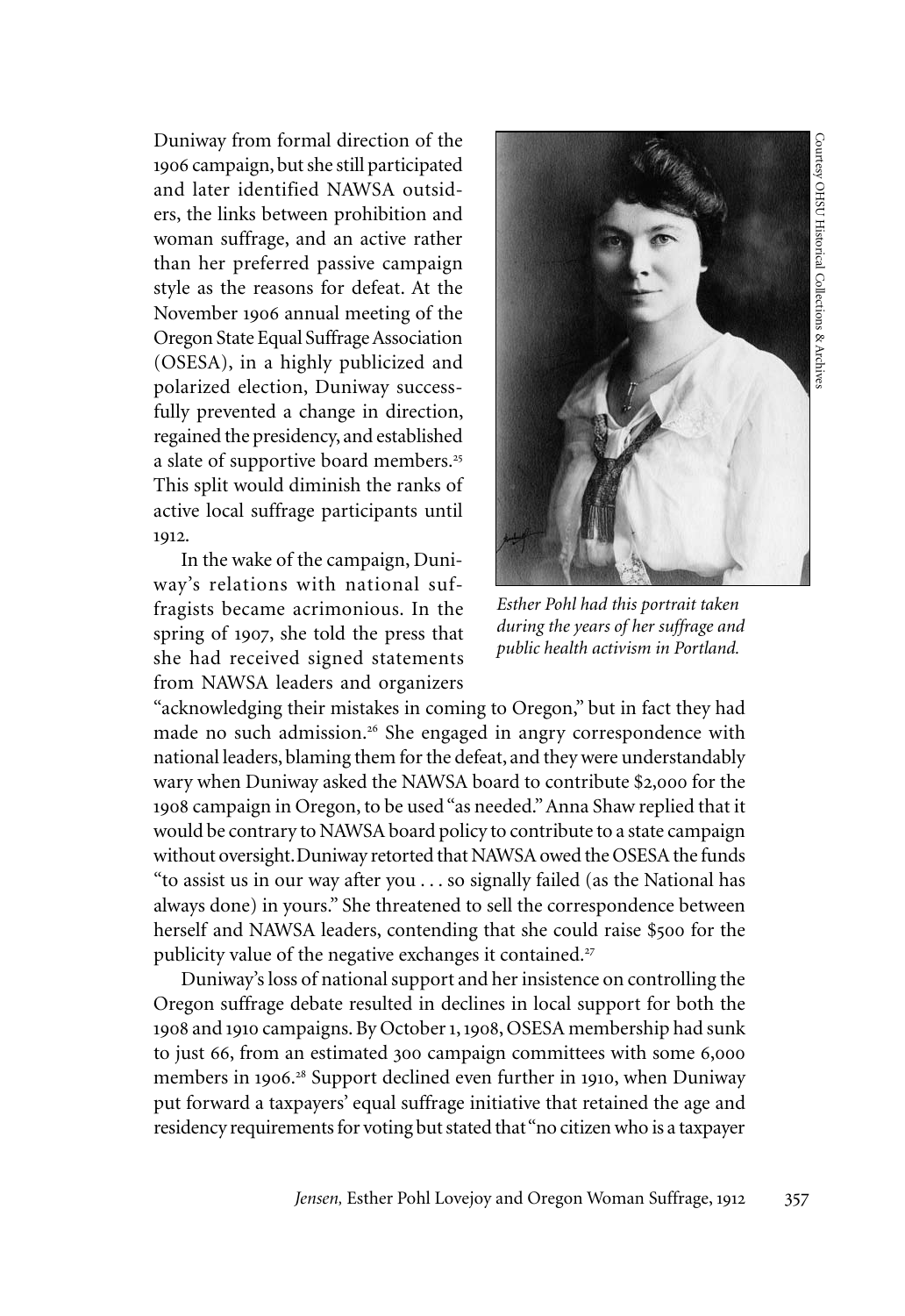Duniway from formal direction of the 1906 campaign, but she still participated and later identified NAWSA outsiders, the links between prohibition and woman suffrage, and an active rather than her preferred passive campaign style as the reasons for defeat. At the November 1906 annual meeting of the Oregon State Equal Suffrage Association (OSESA), in a highly publicized and polarized election, Duniway successfully prevented a change in direction, regained the presidency, and established a slate of supportive board members.[25] This split would diminish the ranks of active local suffrage participants until 1912.

*Esther Pohl had this portrait taken during the years of her suffrage and public health activism in Portland.*

Courtesy OHSU Historical Collections & Archives

In the wake of the campaign, Duniway's relations with national suffragists became acrimonious. In the spring of 1907, she told the press that she had received signed statements from NAWSA leaders and organizers "acknowledging their mistakes in coming to Oregon," but in fact they had made no such admission.[26] She engaged in angry correspondence with national leaders, blaming them for the defeat, and they were understandably wary when Duniway asked the NAWSA board to contribute $2,000 for the 1908 campaign in Oregon, to be used "as needed." Anna Shaw replied that it would be contrary to NAWSA board policy to contribute to a state campaign without oversight. Duniway retorted that NAWSA owed the OSESA the funds "to assist us in our way after you . . . so signally failed (as the National has always done) in yours." She threatened to sell the correspondence between herself and NAWSA leaders, contending that she could raise $500 for the publicity value of the negative exchanges it contained.[27]

Duniway's loss of national support and her insistence on controlling the Oregon suffrage debate resulted in declines in local support for both the 1908 and 1910 campaigns. By October 1, 1908, OSESA membership had sunk to just 66, from an estimated 300 campaign committees with some 6,000 members in 1906.[28] Support declined even further in 1910, when Duniway put forward a taxpayers' equal suffrage initiative that retained the age and residency requirements for voting but stated that "no citizen who is a taxpayer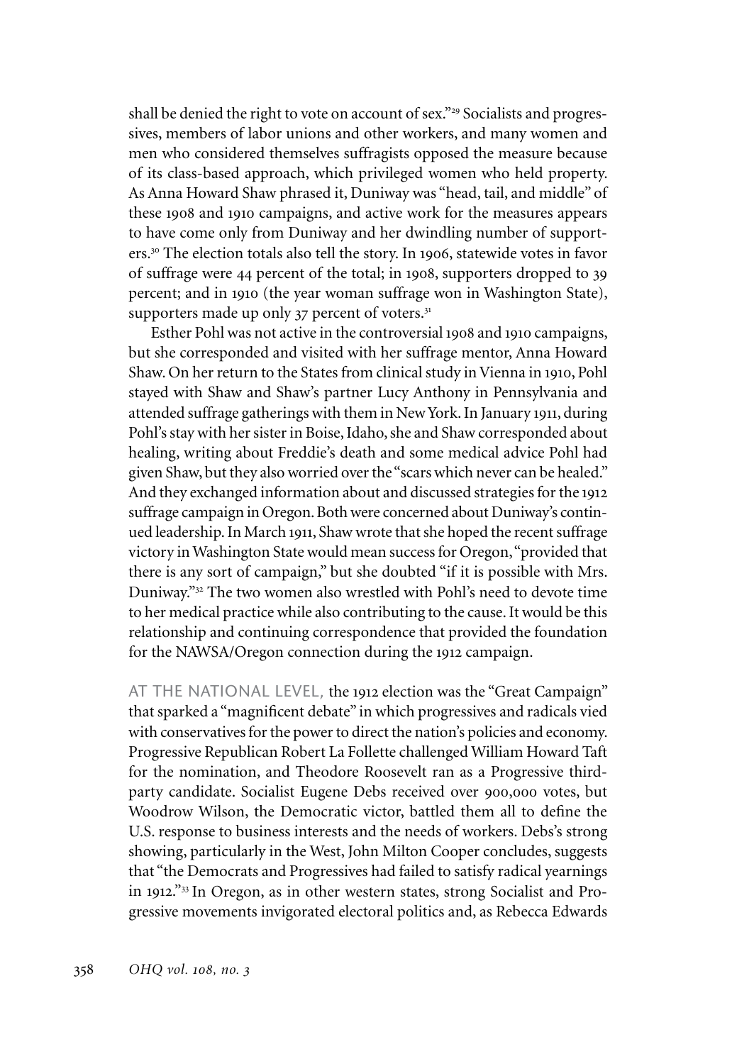shall be denied the right to vote on account of sex."[29] Socialists and progressives, members of labor unions and other workers, and many women and men who considered themselves suffragists opposed the measure because of its class-based approach, which privileged women who held property. As Anna Howard Shaw phrased it, Duniway was "head, tail, and middle" of these 1908 and 1910 campaigns, and active work for the measures appears to have come only from Duniway and her dwindling number of supporters.[30] The election totals also tell the story. In 1906, statewide votes in favor of suffrage were 44 percent of the total; in 1908, supporters dropped to 39 percent; and in 1910 (the year woman suffrage won in Washington State), supporters made up only 37 percent of voters.[31]

Esther Pohl was not active in the controversial 1908 and 1910 campaigns, but she corresponded and visited with her suffrage mentor, Anna Howard Shaw. On her return to the States from clinical study in Vienna in 1910, Pohl stayed with Shaw and Shaw's partner Lucy Anthony in Pennsylvania and attended suffrage gatherings with them in New York. In January 1911, during Pohl's stay with her sister in Boise, Idaho, she and Shaw corresponded about healing, writing about Freddie's death and some medical advice Pohl had given Shaw, but they also worried over the "scars which never can be healed." And they exchanged information about and discussed strategies for the 1912 suffrage campaign in Oregon. Both were concerned about Duniway's continued leadership. In March 1911, Shaw wrote that she hoped the recent suffrage victory in Washington State would mean success for Oregon, "provided that there is any sort of campaign," but she doubted "if it is possible with Mrs. Duniway."[32] The two women also wrestled with Pohl's need to devote time to her medical practice while also contributing to the cause. It would be this relationship and continuing correspondence that provided the foundation for the NAWSA/Oregon connection during the 1912 campaign.

AT THE NATIONAL LEVEL, the 1912 election was the "Great Campaign" that sparked a "magnificent debate" in which progressives and radicals vied with conservatives for the power to direct the nation's policies and economy. Progressive Republican Robert La Follette challenged William Howard Taft for the nomination, and Theodore Roosevelt ran as a Progressive third-party candidate. Socialist Eugene Debs received over 900,000 votes, but Woodrow Wilson, the Democratic victor, battled them all to define the U.S. response to business interests and the needs of workers. Debs's strong showing, particularly in the West, John Milton Cooper concludes, suggests that "the Democrats and Progressives had failed to satisfy radical yearnings in 1912."[33] In Oregon, as in other western states, strong Socialist and Progressive movements invigorated electoral politics and, as Rebecca Edwards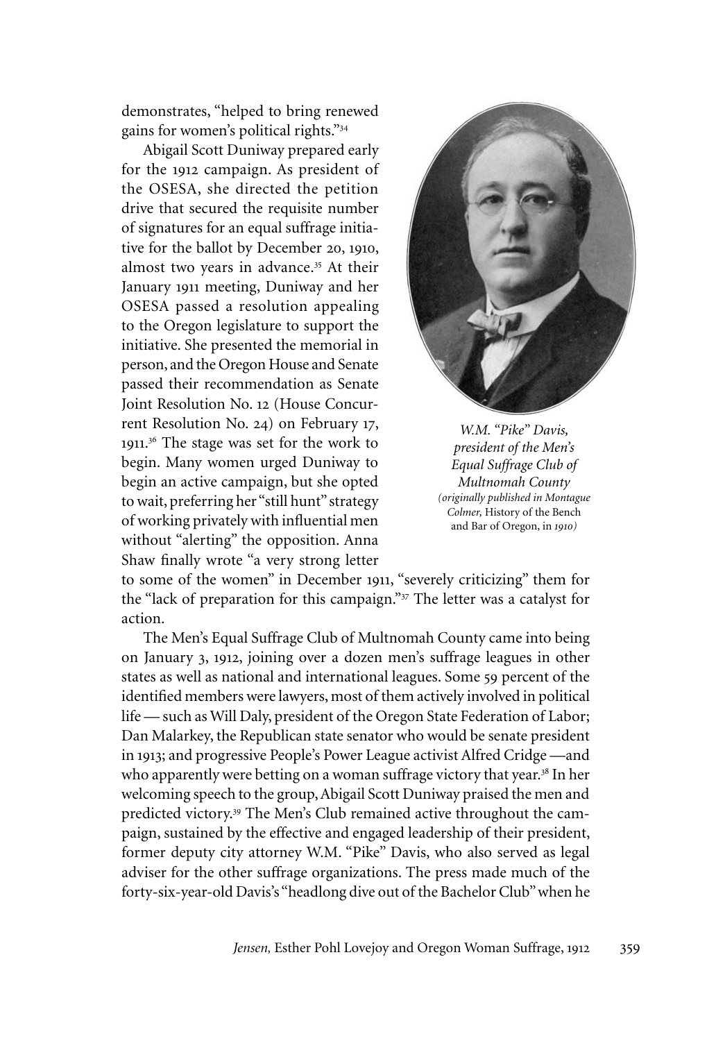demonstrates, "helped to bring renewed gains for women's political rights."[34]

Abigail Scott Duniway prepared early for the 1912 campaign. As president of the OSESA, she directed the petition drive that secured the requisite number of signatures for an equal suffrage initiative for the ballot by December 20, 1910, almost two years in advance.[35] At their January 1911 meeting, Duniway and her OSESA passed a resolution appealing to the Oregon legislature to support the initiative. She presented the memorial in person, and the Oregon House and Senate passed their recommendation as Senate Joint Resolution No. 12 (House Concurrent Resolution No. 24) on February 17, 1911.[36] The stage was set for the work to begin. Many women urged Duniway to begin an active campaign, but she opted to wait, preferring her "still hunt" strategy of working privately with influential men without "alerting" the opposition. Anna Shaw finally wrote "a very strong letter to some of the women" in December 1911, "severely criticizing" them for the "lack of preparation for this campaign."[37] The letter was a catalyst for action.

*W.M. "Pike" Davis, president of the Men's Equal Suffrage Club of Multnomah County (originally published in Montague Colmer,* History of the Bench and Bar of Oregon, *in 1910)*

The Men's Equal Suffrage Club of Multnomah County came into being on January 3, 1912, joining over a dozen men's suffrage leagues in other states as well as national and international leagues. Some 59 percent of the identified members were lawyers, most of them actively involved in political life — such as Will Daly, president of the Oregon State Federation of Labor; Dan Malarkey, the Republican state senator who would be senate president in 1913; and progressive People's Power League activist Alfred Cridge —and who apparently were betting on a woman suffrage victory that year.[38] In her welcoming speech to the group, Abigail Scott Duniway praised the men and predicted victory.[39] The Men's Club remained active throughout the campaign, sustained by the effective and engaged leadership of their president, former deputy city attorney W.M. "Pike" Davis, who also served as legal adviser for the other suffrage organizations. The press made much of the forty-six-year-old Davis's "headlong dive out of the Bachelor Club" when he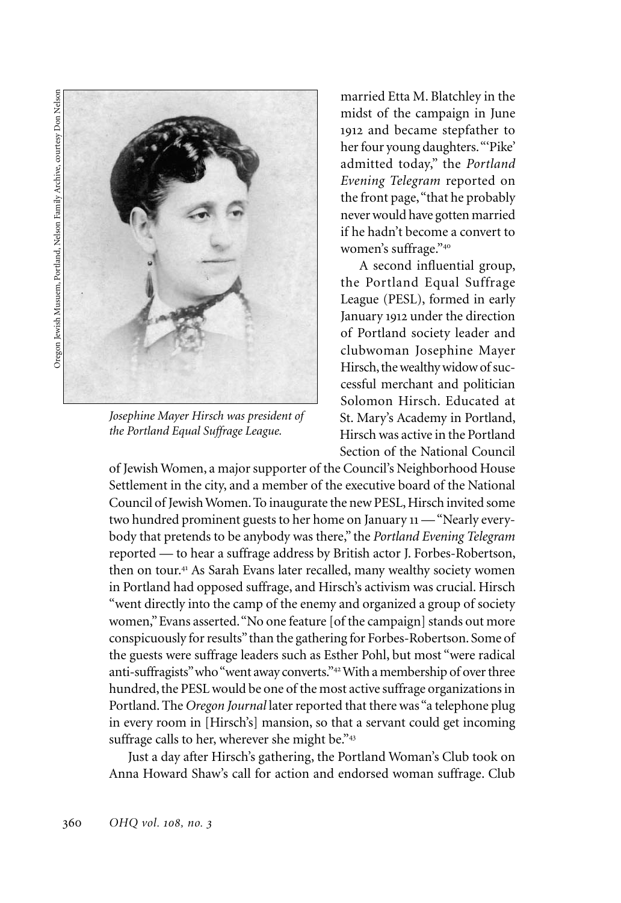Oregon Jewish Musuem, Portland, Nelson Family Archive, courtesy Don Nelson

*Josephine Mayer Hirsch was president of the Portland Equal Suffrage League.*

married Etta M. Blatchley in the midst of the campaign in June 1912 and became stepfather to her four young daughters. "'Pike' admitted today," the *Portland Evening Telegram* reported on the front page, "that he probably never would have gotten married if he hadn't become a convert to women's suffrage."[40]

A second influential group, the Portland Equal Suffrage League (PESL), formed in early January 1912 under the direction of Portland society leader and clubwoman Josephine Mayer Hirsch, the wealthy widow of successful merchant and politician Solomon Hirsch. Educated at St. Mary's Academy in Portland, Hirsch was active in the Portland Section of the National Council of Jewish Women, a major supporter of the Council's Neighborhood House Settlement in the city, and a member of the executive board of the National Council of Jewish Women. To inaugurate the new PESL, Hirsch invited some two hundred prominent guests to her home on January 11 — "Nearly everybody that pretends to be anybody was there," the *Portland Evening Telegram* reported — to hear a suffrage address by British actor J. Forbes-Robertson, then on tour.[41] As Sarah Evans later recalled, many wealthy society women in Portland had opposed suffrage, and Hirsch's activism was crucial. Hirsch "went directly into the camp of the enemy and organized a group of society women," Evans asserted. "No one feature [of the campaign] stands out more conspicuously for results" than the gathering for Forbes-Robertson. Some of the guests were suffrage leaders such as Esther Pohl, but most "were radical anti-suffragists" who "went away converts."[42] With a membership of over three hundred, the PESL would be one of the most active suffrage organizations in Portland. The *Oregon Journal* later reported that there was "a telephone plug in every room in [Hirsch's] mansion, so that a servant could get incoming suffrage calls to her, wherever she might be."[43]

Just a day after Hirsch's gathering, the Portland Woman's Club took on Anna Howard Shaw's call for action and endorsed woman suffrage. Club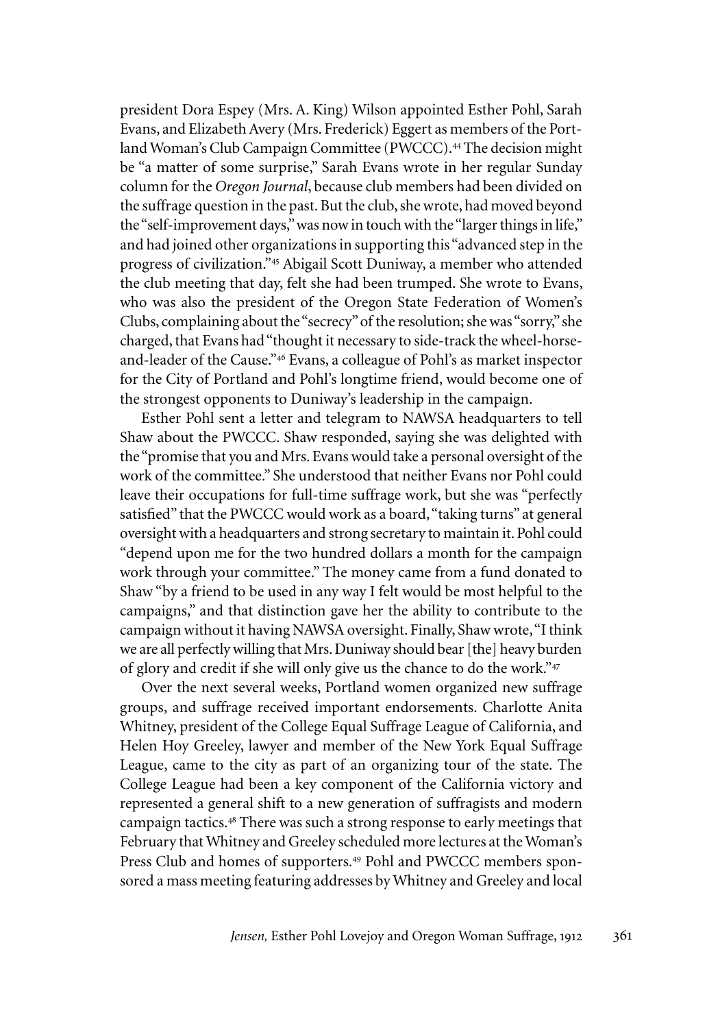president Dora Espey (Mrs. A. King) Wilson appointed Esther Pohl, Sarah Evans, and Elizabeth Avery (Mrs. Frederick) Eggert as members of the Portland Woman's Club Campaign Committee (PWCCC).[44] The decision might be "a matter of some surprise," Sarah Evans wrote in her regular Sunday column for the *Oregon Journal*, because club members had been divided on the suffrage question in the past. But the club, she wrote, had moved beyond the "self-improvement days," was now in touch with the "larger things in life," and had joined other organizations in supporting this "advanced step in the progress of civilization."[45] Abigail Scott Duniway, a member who attended the club meeting that day, felt she had been trumped. She wrote to Evans, who was also the president of the Oregon State Federation of Women's Clubs, complaining about the "secrecy" of the resolution; she was "sorry," she charged, that Evans had "thought it necessary to side-track the wheel-horse-and-leader of the Cause."[46] Evans, a colleague of Pohl's as market inspector for the City of Portland and Pohl's longtime friend, would become one of the strongest opponents to Duniway's leadership in the campaign.

Esther Pohl sent a letter and telegram to NAWSA headquarters to tell Shaw about the PWCCC. Shaw responded, saying she was delighted with the "promise that you and Mrs. Evans would take a personal oversight of the work of the committee." She understood that neither Evans nor Pohl could leave their occupations for full-time suffrage work, but she was "perfectly satisfied" that the PWCCC would work as a board, "taking turns" at general oversight with a headquarters and strong secretary to maintain it. Pohl could "depend upon me for the two hundred dollars a month for the campaign work through your committee." The money came from a fund donated to Shaw "by a friend to be used in any way I felt would be most helpful to the campaigns," and that distinction gave her the ability to contribute to the campaign without it having NAWSA oversight. Finally, Shaw wrote, "I think we are all perfectly willing that Mrs. Duniway should bear [the] heavy burden of glory and credit if she will only give us the chance to do the work."[47]

Over the next several weeks, Portland women organized new suffrage groups, and suffrage received important endorsements. Charlotte Anita Whitney, president of the College Equal Suffrage League of California, and Helen Hoy Greeley, lawyer and member of the New York Equal Suffrage League, came to the city as part of an organizing tour of the state. The College League had been a key component of the California victory and represented a general shift to a new generation of suffragists and modern campaign tactics.[48] There was such a strong response to early meetings that February that Whitney and Greeley scheduled more lectures at the Woman's Press Club and homes of supporters.[49] Pohl and PWCCC members sponsored a mass meeting featuring addresses by Whitney and Greeley and local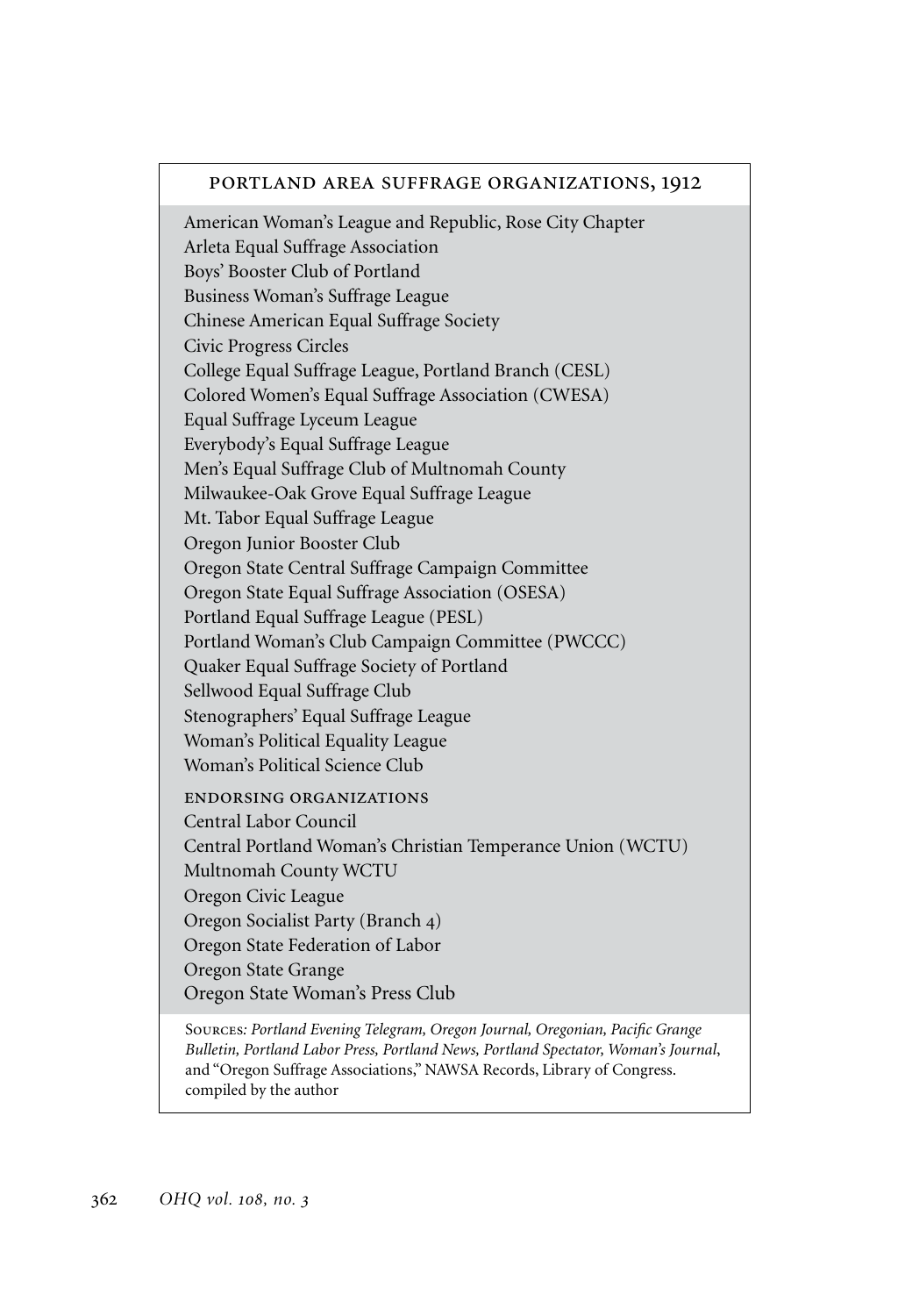## PORTLAND AREA SUFFRAGE ORGANIZATIONS, 1912

American Woman's League and Republic, Rose City Chapter
Arleta Equal Suffrage Association
Boys' Booster Club of Portland
Business Woman's Suffrage League
Chinese American Equal Suffrage Society
Civic Progress Circles
College Equal Suffrage League, Portland Branch (CESL)
Colored Women's Equal Suffrage Association (CWESA)
Equal Suffrage Lyceum League
Everybody's Equal Suffrage League
Men's Equal Suffrage Club of Multnomah County
Milwaukee-Oak Grove Equal Suffrage League
Mt. Tabor Equal Suffrage League
Oregon Junior Booster Club
Oregon State Central Suffrage Campaign Committee
Oregon State Equal Suffrage Association (OSESA)
Portland Equal Suffrage League (PESL)
Portland Woman's Club Campaign Committee (PWCCC)
Quaker Equal Suffrage Society of Portland
Sellwood Equal Suffrage Club
Stenographers' Equal Suffrage League
Woman's Political Equality League
Woman's Political Science Club

### ENDORSING ORGANIZATIONS

Central Labor Council
Central Portland Woman's Christian Temperance Union (WCTU)
Multnomah County WCTU
Oregon Civic League
Oregon Socialist Party (Branch 4)
Oregon State Federation of Labor
Oregon State Grange
Oregon State Woman's Press Club

SOURCES: *Portland Evening Telegram, Oregon Journal, Oregonian, Pacific Grange Bulletin, Portland Labor Press, Portland News, Portland Spectator, Woman's Journal*, and "Oregon Suffrage Associations," NAWSA Records, Library of Congress. compiled by the author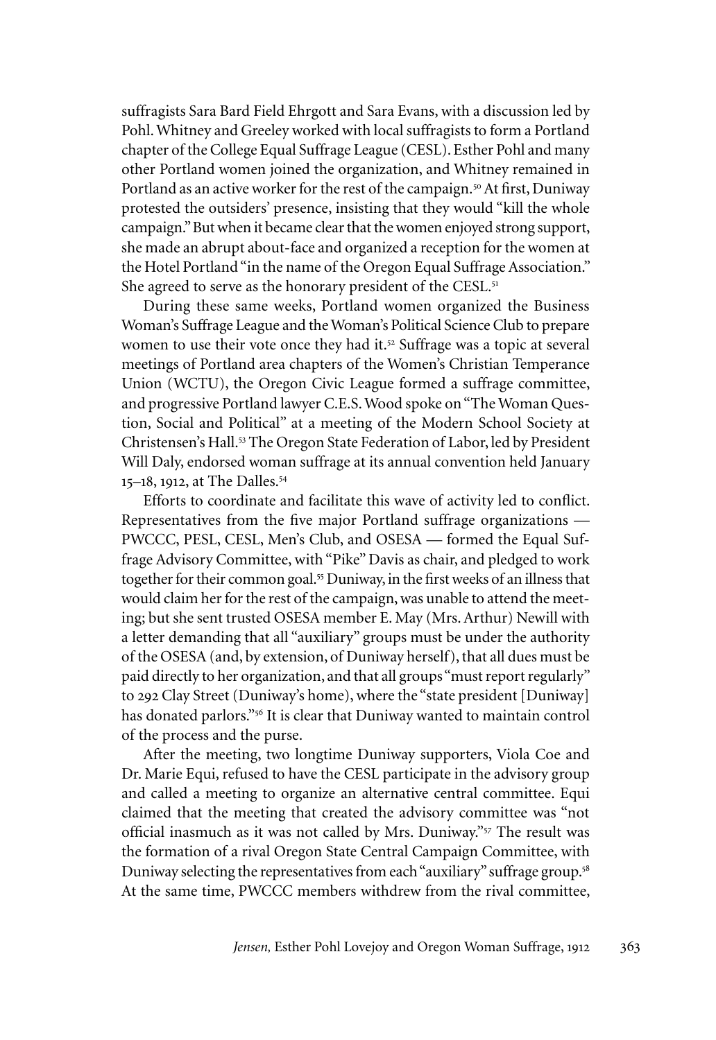suffragists Sara Bard Field Ehrgott and Sara Evans, with a discussion led by Pohl. Whitney and Greeley worked with local suffragists to form a Portland chapter of the College Equal Suffrage League (CESL). Esther Pohl and many other Portland women joined the organization, and Whitney remained in Portland as an active worker for the rest of the campaign.[50] At first, Duniway protested the outsiders' presence, insisting that they would "kill the whole campaign." But when it became clear that the women enjoyed strong support, she made an abrupt about-face and organized a reception for the women at the Hotel Portland "in the name of the Oregon Equal Suffrage Association." She agreed to serve as the honorary president of the CESL.[51]

During these same weeks, Portland women organized the Business Woman's Suffrage League and the Woman's Political Science Club to prepare women to use their vote once they had it.[52] Suffrage was a topic at several meetings of Portland area chapters of the Women's Christian Temperance Union (WCTU), the Oregon Civic League formed a suffrage committee, and progressive Portland lawyer C.E.S. Wood spoke on "The Woman Question, Social and Political" at a meeting of the Modern School Society at Christensen's Hall.[53] The Oregon State Federation of Labor, led by President Will Daly, endorsed woman suffrage at its annual convention held January 15–18, 1912, at The Dalles.[54]

Efforts to coordinate and facilitate this wave of activity led to conflict. Representatives from the five major Portland suffrage organizations — PWCCC, PESL, CESL, Men's Club, and OSESA — formed the Equal Suffrage Advisory Committee, with "Pike" Davis as chair, and pledged to work together for their common goal.[55] Duniway, in the first weeks of an illness that would claim her for the rest of the campaign, was unable to attend the meeting; but she sent trusted OSESA member E. May (Mrs. Arthur) Newill with a letter demanding that all "auxiliary" groups must be under the authority of the OSESA (and, by extension, of Duniway herself), that all dues must be paid directly to her organization, and that all groups "must report regularly" to 292 Clay Street (Duniway's home), where the "state president [Duniway] has donated parlors."[56] It is clear that Duniway wanted to maintain control of the process and the purse.

After the meeting, two longtime Duniway supporters, Viola Coe and Dr. Marie Equi, refused to have the CESL participate in the advisory group and called a meeting to organize an alternative central committee. Equi claimed that the meeting that created the advisory committee was "not official inasmuch as it was not called by Mrs. Duniway."[57] The result was the formation of a rival Oregon State Central Campaign Committee, with Duniway selecting the representatives from each "auxiliary" suffrage group.[58] At the same time, PWCCC members withdrew from the rival committee,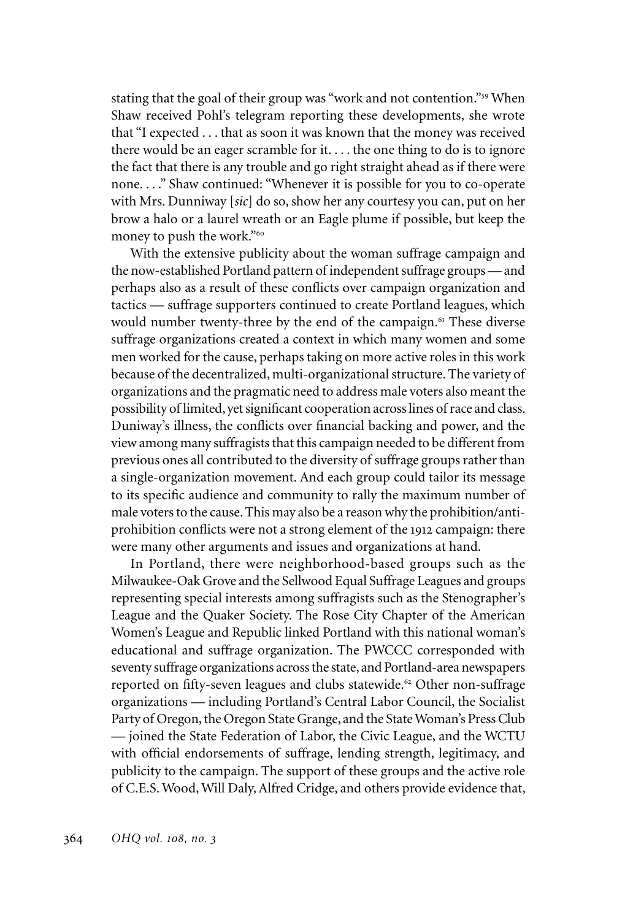stating that the goal of their group was "work and not contention."[59] When Shaw received Pohl's telegram reporting these developments, she wrote that "I expected . . . that as soon it was known that the money was received there would be an eager scramble for it. . . . the one thing to do is to ignore the fact that there is any trouble and go right straight ahead as if there were none. . . ." Shaw continued: "Whenever it is possible for you to co-operate with Mrs. Dunniway [*sic*] do so, show her any courtesy you can, put on her brow a halo or a laurel wreath or an Eagle plume if possible, but keep the money to push the work."[60]

With the extensive publicity about the woman suffrage campaign and the now-established Portland pattern of independent suffrage groups — and perhaps also as a result of these conflicts over campaign organization and tactics — suffrage supporters continued to create Portland leagues, which would number twenty-three by the end of the campaign.[61] These diverse suffrage organizations created a context in which many women and some men worked for the cause, perhaps taking on more active roles in this work because of the decentralized, multi-organizational structure. The variety of organizations and the pragmatic need to address male voters also meant the possibility of limited, yet significant cooperation across lines of race and class. Duniway's illness, the conflicts over financial backing and power, and the view among many suffragists that this campaign needed to be different from previous ones all contributed to the diversity of suffrage groups rather than a single-organization movement. And each group could tailor its message to its specific audience and community to rally the maximum number of male voters to the cause. This may also be a reason why the prohibition/anti-prohibition conflicts were not a strong element of the 1912 campaign: there were many other arguments and issues and organizations at hand.

In Portland, there were neighborhood-based groups such as the Milwaukee-Oak Grove and the Sellwood Equal Suffrage Leagues and groups representing special interests among suffragists such as the Stenographer's League and the Quaker Society. The Rose City Chapter of the American Women's League and Republic linked Portland with this national woman's educational and suffrage organization. The PWCCC corresponded with seventy suffrage organizations across the state, and Portland-area newspapers reported on fifty-seven leagues and clubs statewide.[62] Other non-suffrage organizations — including Portland's Central Labor Council, the Socialist Party of Oregon, the Oregon State Grange, and the State Woman's Press Club — joined the State Federation of Labor, the Civic League, and the WCTU with official endorsements of suffrage, lending strength, legitimacy, and publicity to the campaign. The support of these groups and the active role of C.E.S. Wood, Will Daly, Alfred Cridge, and others provide evidence that,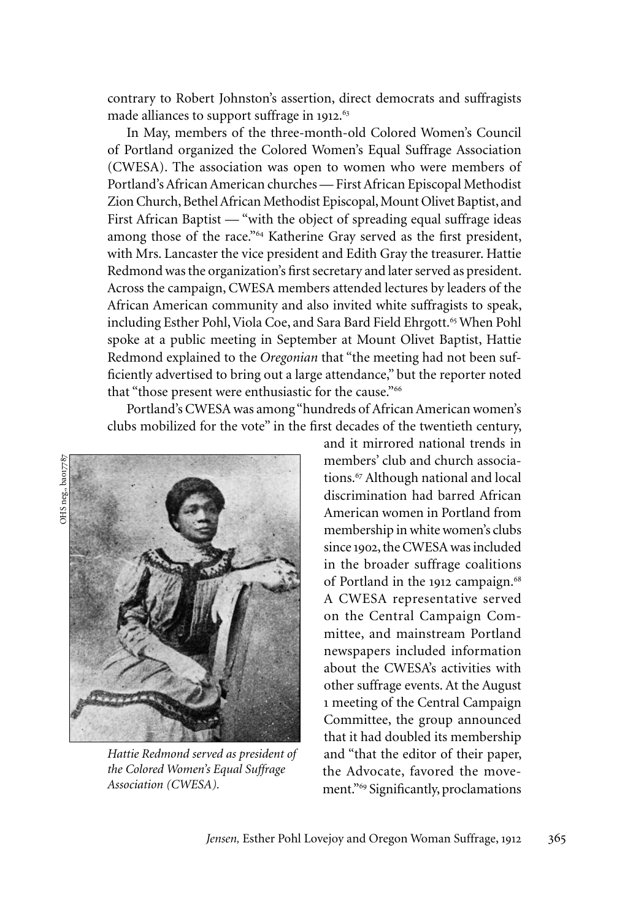contrary to Robert Johnston's assertion, direct democrats and suffragists made alliances to support suffrage in 1912.[63]

In May, members of the three-month-old Colored Women's Council of Portland organized the Colored Women's Equal Suffrage Association (CWESA). The association was open to women who were members of Portland's African American churches — First African Episcopal Methodist Zion Church, Bethel African Methodist Episcopal, Mount Olivet Baptist, and First African Baptist — "with the object of spreading equal suffrage ideas among those of the race."[64] Katherine Gray served as the first president, with Mrs. Lancaster the vice president and Edith Gray the treasurer. Hattie Redmond was the organization's first secretary and later served as president. Across the campaign, CWESA members attended lectures by leaders of the African American community and also invited white suffragists to speak, including Esther Pohl, Viola Coe, and Sara Bard Field Ehrgott.[65] When Pohl spoke at a public meeting in September at Mount Olivet Baptist, Hattie Redmond explained to the *Oregonian* that "the meeting had not been sufficiently advertised to bring out a large attendance," but the reporter noted that "those present were enthusiastic for the cause."[66]

Portland's CWESA was among "hundreds of African American women's clubs mobilized for the vote" in the first decades of the twentieth century, and it mirrored national trends in members' club and church associations.[67] Although national and local discrimination had barred African American women in Portland from membership in white women's clubs since 1902, the CWESA was included in the broader suffrage coalitions of Portland in the 1912 campaign.[68] A CWESA representative served on the Central Campaign Committee, and mainstream Portland newspapers included information about the CWESA's activities with other suffrage events. At the August 1 meeting of the Central Campaign Committee, the group announced that it had doubled its membership and "that the editor of their paper, the Advocate, favored the movement."[69] Significantly, proclamations

OHS neg., ba017787

*Hattie Redmond served as president of the Colored Women's Equal Suffrage Association (CWESA).*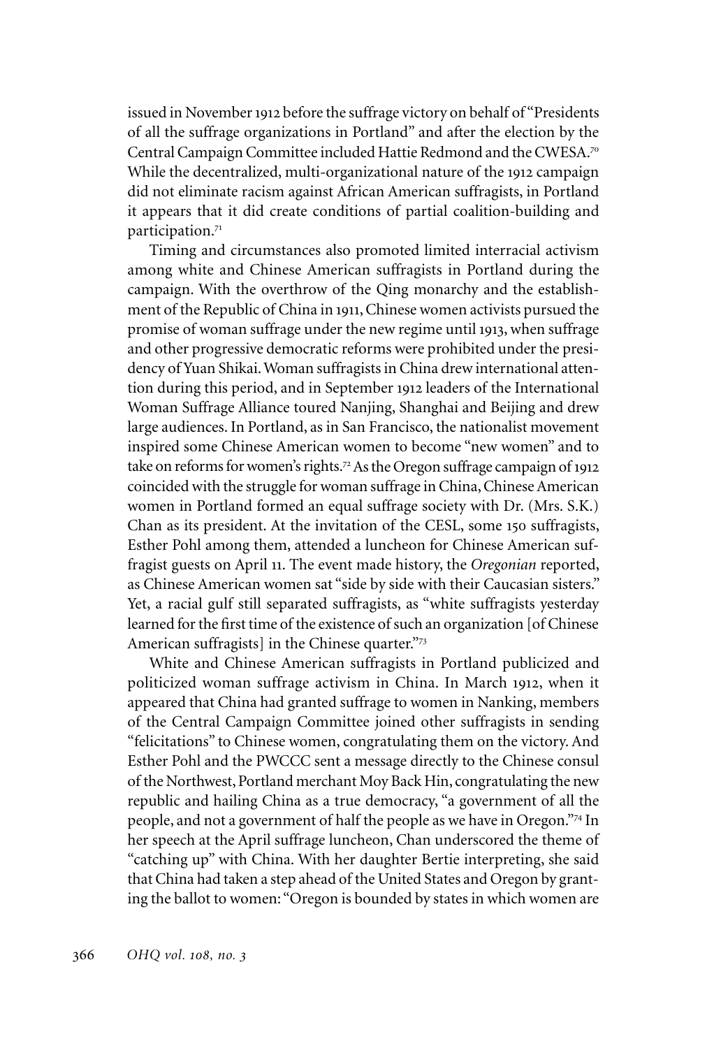issued in November 1912 before the suffrage victory on behalf of "Presidents of all the suffrage organizations in Portland" and after the election by the Central Campaign Committee included Hattie Redmond and the CWESA.[70] While the decentralized, multi-organizational nature of the 1912 campaign did not eliminate racism against African American suffragists, in Portland it appears that it did create conditions of partial coalition-building and participation.[71]

Timing and circumstances also promoted limited interracial activism among white and Chinese American suffragists in Portland during the campaign. With the overthrow of the Qing monarchy and the establishment of the Republic of China in 1911, Chinese women activists pursued the promise of woman suffrage under the new regime until 1913, when suffrage and other progressive democratic reforms were prohibited under the presidency of Yuan Shikai. Woman suffragists in China drew international attention during this period, and in September 1912 leaders of the International Woman Suffrage Alliance toured Nanjing, Shanghai and Beijing and drew large audiences. In Portland, as in San Francisco, the nationalist movement inspired some Chinese American women to become "new women" and to take on reforms for women's rights.[72] As the Oregon suffrage campaign of 1912 coincided with the struggle for woman suffrage in China, Chinese American women in Portland formed an equal suffrage society with Dr. (Mrs. S.K.) Chan as its president. At the invitation of the CESL, some 150 suffragists, Esther Pohl among them, attended a luncheon for Chinese American suffragist guests on April 11. The event made history, the *Oregonian* reported, as Chinese American women sat "side by side with their Caucasian sisters." Yet, a racial gulf still separated suffragists, as "white suffragists yesterday learned for the first time of the existence of such an organization [of Chinese American suffragists] in the Chinese quarter."[73]

White and Chinese American suffragists in Portland publicized and politicized woman suffrage activism in China. In March 1912, when it appeared that China had granted suffrage to women in Nanking, members of the Central Campaign Committee joined other suffragists in sending "felicitations" to Chinese women, congratulating them on the victory. And Esther Pohl and the PWCCC sent a message directly to the Chinese consul of the Northwest, Portland merchant Moy Back Hin, congratulating the new republic and hailing China as a true democracy, "a government of all the people, and not a government of half the people as we have in Oregon."[74] In her speech at the April suffrage luncheon, Chan underscored the theme of "catching up" with China. With her daughter Bertie interpreting, she said that China had taken a step ahead of the United States and Oregon by granting the ballot to women: "Oregon is bounded by states in which women are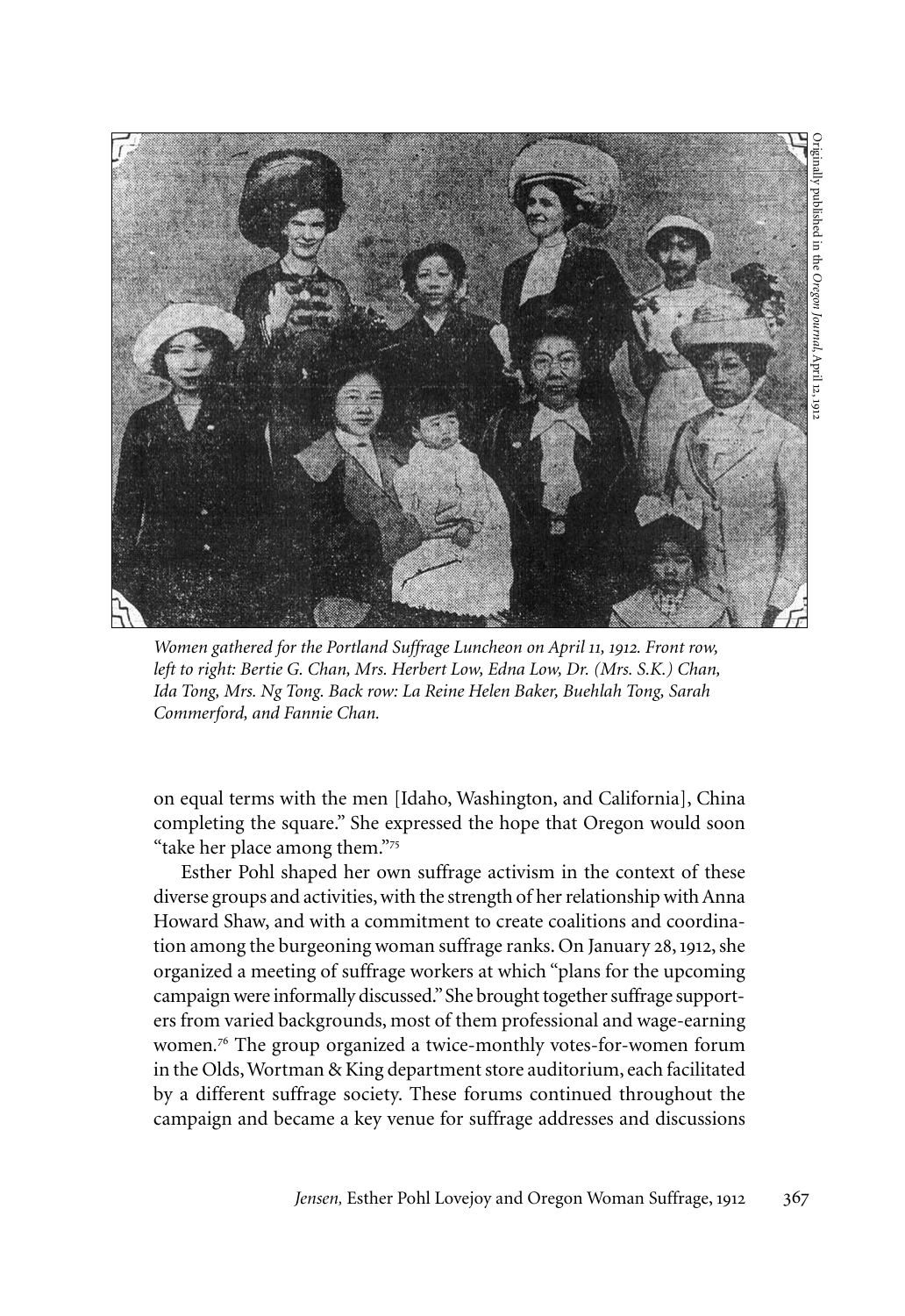*Women gathered for the Portland Suffrage Luncheon on April 11, 1912. Front row, left to right: Bertie G. Chan, Mrs. Herbert Low, Edna Low, Dr. (Mrs. S.K.) Chan, Ida Tong, Mrs. Ng Tong. Back row: La Reine Helen Baker, Buehlah Tong, Sarah Commerford, and Fannie Chan.*

Originally published in the *Oregon Journal*, April 12, 1912

on equal terms with the men [Idaho, Washington, and California], China completing the square." She expressed the hope that Oregon would soon "take her place among them."[75]

Esther Pohl shaped her own suffrage activism in the context of these diverse groups and activities, with the strength of her relationship with Anna Howard Shaw, and with a commitment to create coalitions and coordination among the burgeoning woman suffrage ranks. On January 28, 1912, she organized a meeting of suffrage workers at which "plans for the upcoming campaign were informally discussed." She brought together suffrage supporters from varied backgrounds, most of them professional and wage-earning women.[76] The group organized a twice-monthly votes-for-women forum in the Olds, Wortman & King department store auditorium, each facilitated by a different suffrage society. These forums continued throughout the campaign and became a key venue for suffrage addresses and discussions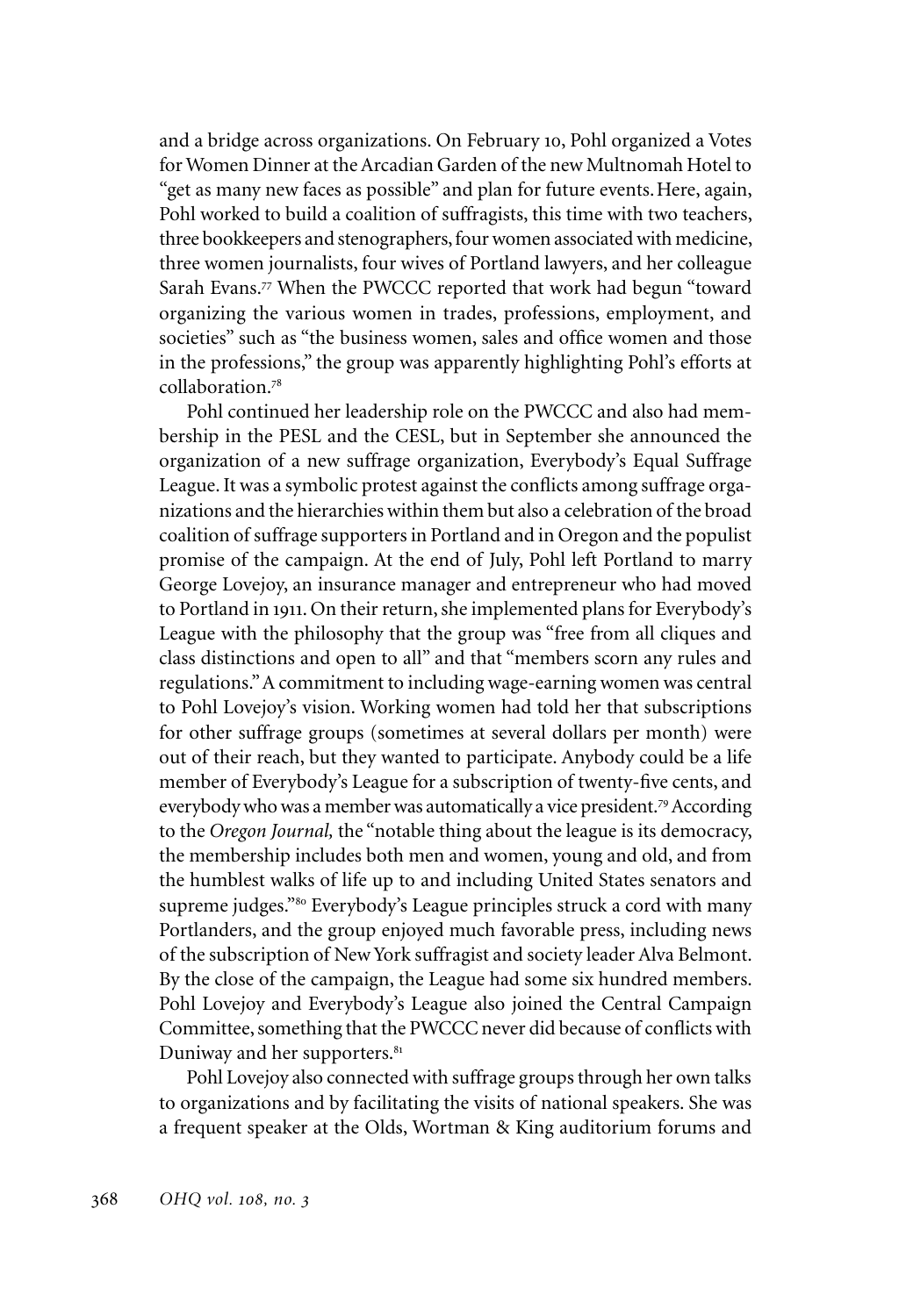and a bridge across organizations. On February 10, Pohl organized a Votes for Women Dinner at the Arcadian Garden of the new Multnomah Hotel to "get as many new faces as possible" and plan for future events. Here, again, Pohl worked to build a coalition of suffragists, this time with two teachers, three bookkeepers and stenographers, four women associated with medicine, three women journalists, four wives of Portland lawyers, and her colleague Sarah Evans.[77] When the PWCCC reported that work had begun "toward organizing the various women in trades, professions, employment, and societies" such as "the business women, sales and office women and those in the professions," the group was apparently highlighting Pohl's efforts at collaboration.[78]

Pohl continued her leadership role on the PWCCC and also had membership in the PESL and the CESL, but in September she announced the organization of a new suffrage organization, Everybody's Equal Suffrage League. It was a symbolic protest against the conflicts among suffrage organizations and the hierarchies within them but also a celebration of the broad coalition of suffrage supporters in Portland and in Oregon and the populist promise of the campaign. At the end of July, Pohl left Portland to marry George Lovejoy, an insurance manager and entrepreneur who had moved to Portland in 1911. On their return, she implemented plans for Everybody's League with the philosophy that the group was "free from all cliques and class distinctions and open to all" and that "members scorn any rules and regulations." A commitment to including wage-earning women was central to Pohl Lovejoy's vision. Working women had told her that subscriptions for other suffrage groups (sometimes at several dollars per month) were out of their reach, but they wanted to participate. Anybody could be a life member of Everybody's League for a subscription of twenty-five cents, and everybody who was a member was automatically a vice president.[79] According to the *Oregon Journal,* the "notable thing about the league is its democracy, the membership includes both men and women, young and old, and from the humblest walks of life up to and including United States senators and supreme judges."[80] Everybody's League principles struck a cord with many Portlanders, and the group enjoyed much favorable press, including news of the subscription of New York suffragist and society leader Alva Belmont. By the close of the campaign, the League had some six hundred members. Pohl Lovejoy and Everybody's League also joined the Central Campaign Committee, something that the PWCCC never did because of conflicts with Duniway and her supporters.[81]

Pohl Lovejoy also connected with suffrage groups through her own talks to organizations and by facilitating the visits of national speakers. She was a frequent speaker at the Olds, Wortman & King auditorium forums and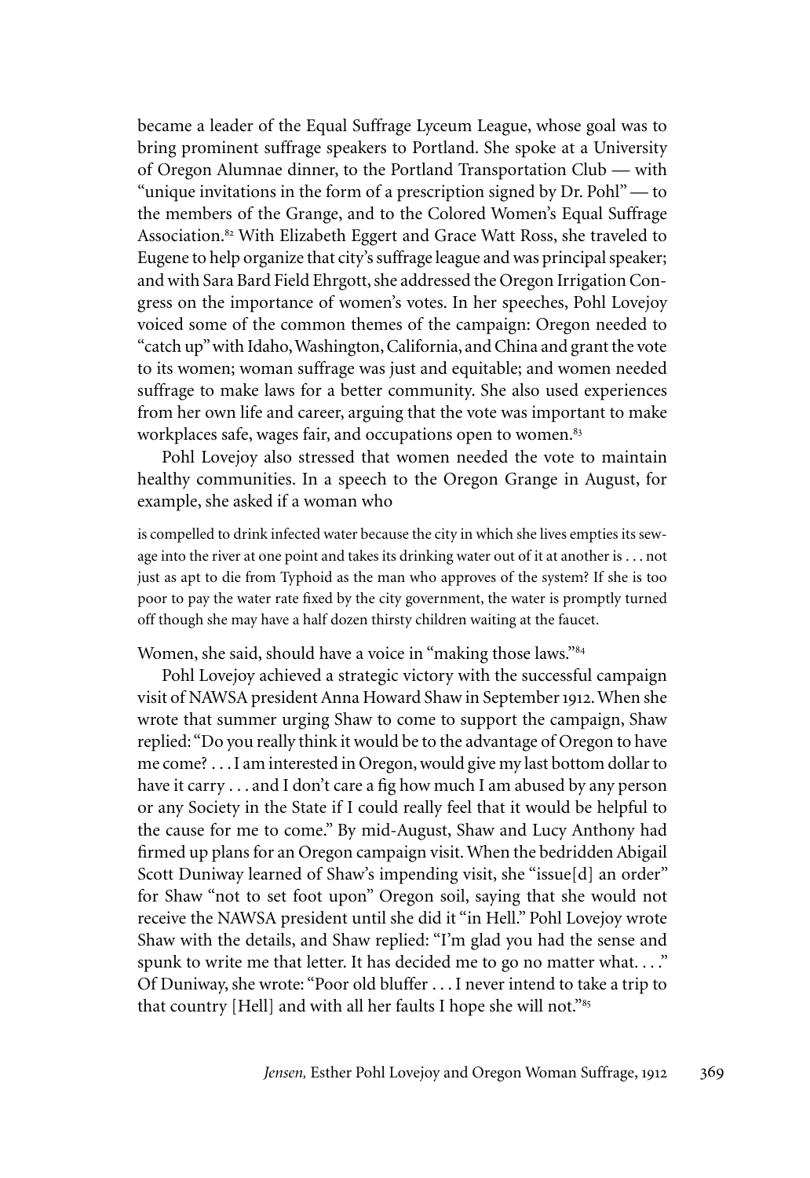became a leader of the Equal Suffrage Lyceum League, whose goal was to bring prominent suffrage speakers to Portland. She spoke at a University of Oregon Alumnae dinner, to the Portland Transportation Club — with "unique invitations in the form of a prescription signed by Dr. Pohl" — to the members of the Grange, and to the Colored Women's Equal Suffrage Association.[82] With Elizabeth Eggert and Grace Watt Ross, she traveled to Eugene to help organize that city's suffrage league and was principal speaker; and with Sara Bard Field Ehrgott, she addressed the Oregon Irrigation Congress on the importance of women's votes. In her speeches, Pohl Lovejoy voiced some of the common themes of the campaign: Oregon needed to "catch up" with Idaho, Washington, California, and China and grant the vote to its women; woman suffrage was just and equitable; and women needed suffrage to make laws for a better community. She also used experiences from her own life and career, arguing that the vote was important to make workplaces safe, wages fair, and occupations open to women.[83]

Pohl Lovejoy also stressed that women needed the vote to maintain healthy communities. In a speech to the Oregon Grange in August, for example, she asked if a woman who

> is compelled to drink infected water because the city in which she lives empties its sewage into the river at one point and takes its drinking water out of it at another is . . . not just as apt to die from Typhoid as the man who approves of the system? If she is too poor to pay the water rate fixed by the city government, the water is promptly turned off though she may have a half dozen thirsty children waiting at the faucet.

Women, she said, should have a voice in "making those laws."[84]

Pohl Lovejoy achieved a strategic victory with the successful campaign visit of NAWSA president Anna Howard Shaw in September 1912. When she wrote that summer urging Shaw to come to support the campaign, Shaw replied: "Do you really think it would be to the advantage of Oregon to have me come? . . . I am interested in Oregon, would give my last bottom dollar to have it carry . . . and I don't care a fig how much I am abused by any person or any Society in the State if I could really feel that it would be helpful to the cause for me to come." By mid-August, Shaw and Lucy Anthony had firmed up plans for an Oregon campaign visit. When the bedridden Abigail Scott Duniway learned of Shaw's impending visit, she "issue[d] an order" for Shaw "not to set foot upon" Oregon soil, saying that she would not receive the NAWSA president until she did it "in Hell." Pohl Lovejoy wrote Shaw with the details, and Shaw replied: "I'm glad you had the sense and spunk to write me that letter. It has decided me to go no matter what. . . ." Of Duniway, she wrote: "Poor old bluffer . . . I never intend to take a trip to that country [Hell] and with all her faults I hope she will not."[85]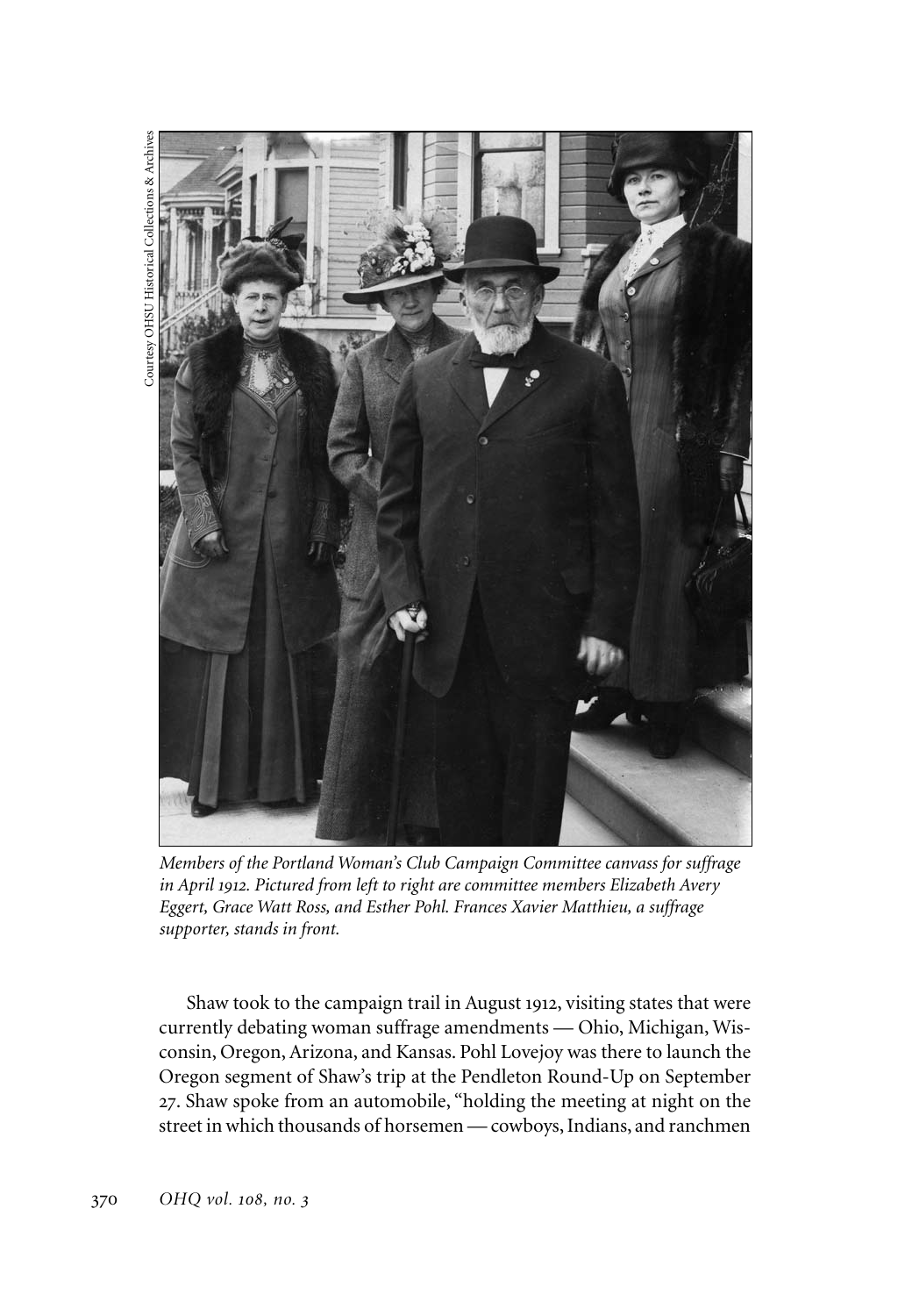Courtesy OHSU Historical Collections & Archives

*Members of the Portland Woman's Club Campaign Committee canvass for suffrage in April 1912. Pictured from left to right are committee members Elizabeth Avery Eggert, Grace Watt Ross, and Esther Pohl. Frances Xavier Matthieu, a suffrage supporter, stands in front.*

Shaw took to the campaign trail in August 1912, visiting states that were currently debating woman suffrage amendments — Ohio, Michigan, Wisconsin, Oregon, Arizona, and Kansas. Pohl Lovejoy was there to launch the Oregon segment of Shaw's trip at the Pendleton Round-Up on September 27. Shaw spoke from an automobile, "holding the meeting at night on the street in which thousands of horsemen — cowboys, Indians, and ranchmen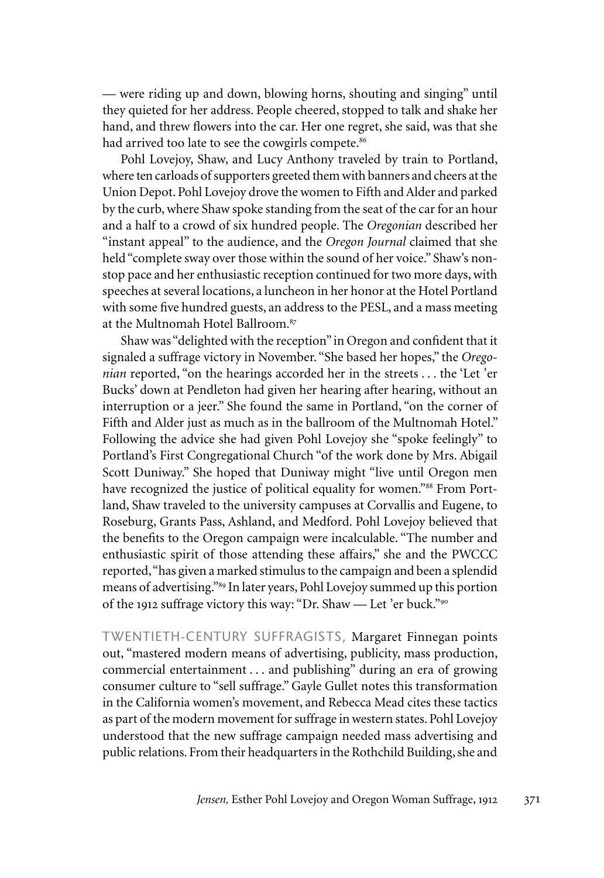— were riding up and down, blowing horns, shouting and singing" until they quieted for her address. People cheered, stopped to talk and shake her hand, and threw flowers into the car. Her one regret, she said, was that she had arrived too late to see the cowgirls compete.[86]

Pohl Lovejoy, Shaw, and Lucy Anthony traveled by train to Portland, where ten carloads of supporters greeted them with banners and cheers at the Union Depot. Pohl Lovejoy drove the women to Fifth and Alder and parked by the curb, where Shaw spoke standing from the seat of the car for an hour and a half to a crowd of six hundred people. The *Oregonian* described her "instant appeal" to the audience, and the *Oregon Journal* claimed that she held "complete sway over those within the sound of her voice." Shaw's non-stop pace and her enthusiastic reception continued for two more days, with speeches at several locations, a luncheon in her honor at the Hotel Portland with some five hundred guests, an address to the PESL, and a mass meeting at the Multnomah Hotel Ballroom.[87]

Shaw was "delighted with the reception" in Oregon and confident that it signaled a suffrage victory in November. "She based her hopes," the *Oregonian* reported, "on the hearings accorded her in the streets . . . the 'Let 'er Bucks' down at Pendleton had given her hearing after hearing, without an interruption or a jeer." She found the same in Portland, "on the corner of Fifth and Alder just as much as in the ballroom of the Multnomah Hotel." Following the advice she had given Pohl Lovejoy she "spoke feelingly" to Portland's First Congregational Church "of the work done by Mrs. Abigail Scott Duniway." She hoped that Duniway might "live until Oregon men have recognized the justice of political equality for women."[88] From Portland, Shaw traveled to the university campuses at Corvallis and Eugene, to Roseburg, Grants Pass, Ashland, and Medford. Pohl Lovejoy believed that the benefits to the Oregon campaign were incalculable. "The number and enthusiastic spirit of those attending these affairs," she and the PWCCC reported, "has given a marked stimulus to the campaign and been a splendid means of advertising."[89] In later years, Pohl Lovejoy summed up this portion of the 1912 suffrage victory this way: "Dr. Shaw — Let 'er buck."[90]

TWENTIETH-CENTURY SUFFRAGISTS, Margaret Finnegan points out, "mastered modern means of advertising, publicity, mass production, commercial entertainment . . . and publishing" during an era of growing consumer culture to "sell suffrage." Gayle Gullet notes this transformation in the California women's movement, and Rebecca Mead cites these tactics as part of the modern movement for suffrage in western states. Pohl Lovejoy understood that the new suffrage campaign needed mass advertising and public relations. From their headquarters in the Rothchild Building, she and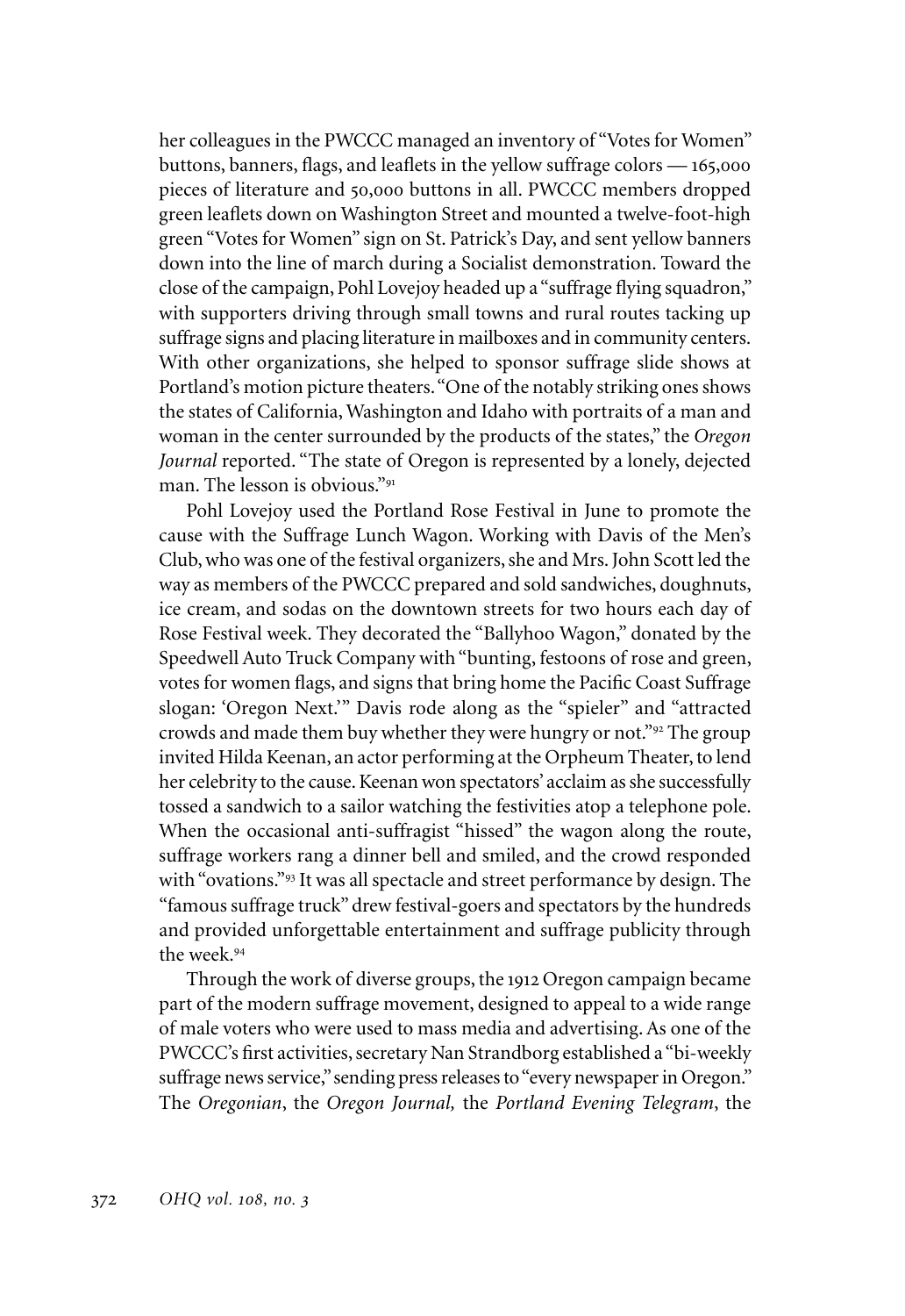her colleagues in the PWCCC managed an inventory of "Votes for Women" buttons, banners, flags, and leaflets in the yellow suffrage colors — 165,000 pieces of literature and 50,000 buttons in all. PWCCC members dropped green leaflets down on Washington Street and mounted a twelve-foot-high green "Votes for Women" sign on St. Patrick's Day, and sent yellow banners down into the line of march during a Socialist demonstration. Toward the close of the campaign, Pohl Lovejoy headed up a "suffrage flying squadron," with supporters driving through small towns and rural routes tacking up suffrage signs and placing literature in mailboxes and in community centers. With other organizations, she helped to sponsor suffrage slide shows at Portland's motion picture theaters. "One of the notably striking ones shows the states of California, Washington and Idaho with portraits of a man and woman in the center surrounded by the products of the states," the *Oregon Journal* reported. "The state of Oregon is represented by a lonely, dejected man. The lesson is obvious."[91]

Pohl Lovejoy used the Portland Rose Festival in June to promote the cause with the Suffrage Lunch Wagon. Working with Davis of the Men's Club, who was one of the festival organizers, she and Mrs. John Scott led the way as members of the PWCCC prepared and sold sandwiches, doughnuts, ice cream, and sodas on the downtown streets for two hours each day of Rose Festival week. They decorated the "Ballyhoo Wagon," donated by the Speedwell Auto Truck Company with "bunting, festoons of rose and green, votes for women flags, and signs that bring home the Pacific Coast Suffrage slogan: 'Oregon Next.'" Davis rode along as the "spieler" and "attracted crowds and made them buy whether they were hungry or not."[92] The group invited Hilda Keenan, an actor performing at the Orpheum Theater, to lend her celebrity to the cause. Keenan won spectators' acclaim as she successfully tossed a sandwich to a sailor watching the festivities atop a telephone pole. When the occasional anti-suffragist "hissed" the wagon along the route, suffrage workers rang a dinner bell and smiled, and the crowd responded with "ovations."[93] It was all spectacle and street performance by design. The "famous suffrage truck" drew festival-goers and spectators by the hundreds and provided unforgettable entertainment and suffrage publicity through the week.[94]

Through the work of diverse groups, the 1912 Oregon campaign became part of the modern suffrage movement, designed to appeal to a wide range of male voters who were used to mass media and advertising. As one of the PWCCC's first activities, secretary Nan Strandborg established a "bi-weekly suffrage news service," sending press releases to "every newspaper in Oregon." The *Oregonian*, the *Oregon Journal,* the *Portland Evening Telegram*, the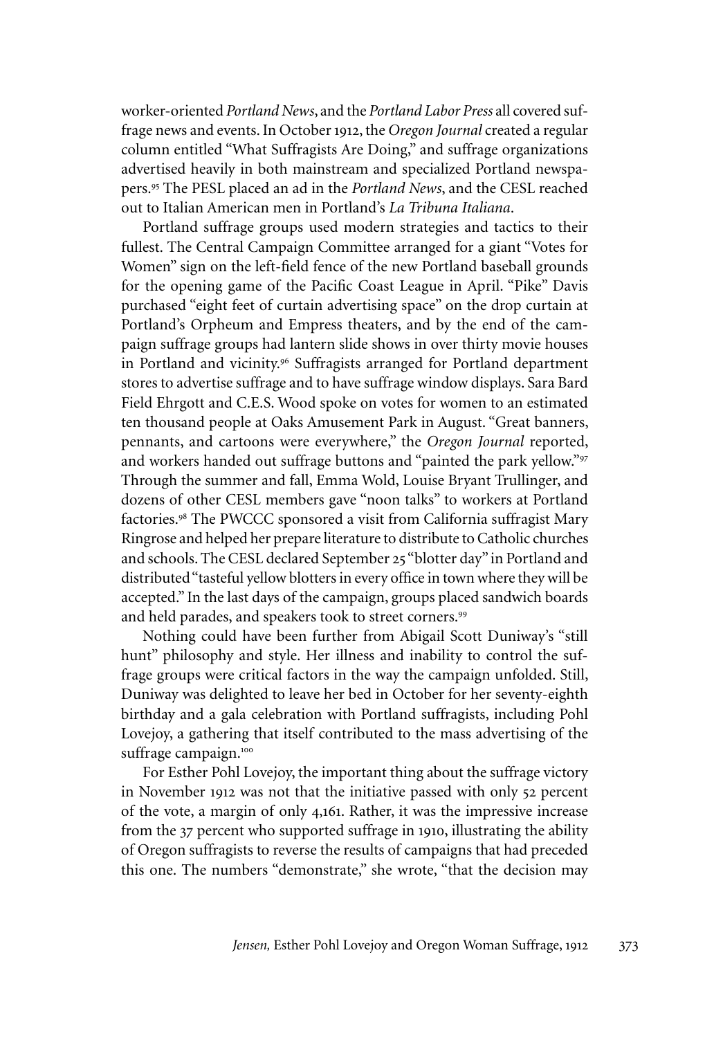worker-oriented *Portland News*, and the *Portland Labor Press* all covered suffrage news and events. In October 1912, the *Oregon Journal* created a regular column entitled "What Suffragists Are Doing," and suffrage organizations advertised heavily in both mainstream and specialized Portland newspapers.[95] The PESL placed an ad in the *Portland News*, and the CESL reached out to Italian American men in Portland's *La Tribuna Italiana*.

Portland suffrage groups used modern strategies and tactics to their fullest. The Central Campaign Committee arranged for a giant "Votes for Women" sign on the left-field fence of the new Portland baseball grounds for the opening game of the Pacific Coast League in April. "Pike" Davis purchased "eight feet of curtain advertising space" on the drop curtain at Portland's Orpheum and Empress theaters, and by the end of the campaign suffrage groups had lantern slide shows in over thirty movie houses in Portland and vicinity.[96] Suffragists arranged for Portland department stores to advertise suffrage and to have suffrage window displays. Sara Bard Field Ehrgott and C.E.S. Wood spoke on votes for women to an estimated ten thousand people at Oaks Amusement Park in August. "Great banners, pennants, and cartoons were everywhere," the *Oregon Journal* reported, and workers handed out suffrage buttons and "painted the park yellow."[97] Through the summer and fall, Emma Wold, Louise Bryant Trullinger, and dozens of other CESL members gave "noon talks" to workers at Portland factories.[98] The PWCCC sponsored a visit from California suffragist Mary Ringrose and helped her prepare literature to distribute to Catholic churches and schools. The CESL declared September 25 "blotter day" in Portland and distributed "tasteful yellow blotters in every office in town where they will be accepted." In the last days of the campaign, groups placed sandwich boards and held parades, and speakers took to street corners.[99]

Nothing could have been further from Abigail Scott Duniway's "still hunt" philosophy and style. Her illness and inability to control the suffrage groups were critical factors in the way the campaign unfolded. Still, Duniway was delighted to leave her bed in October for her seventy-eighth birthday and a gala celebration with Portland suffragists, including Pohl Lovejoy, a gathering that itself contributed to the mass advertising of the suffrage campaign.[100]

For Esther Pohl Lovejoy, the important thing about the suffrage victory in November 1912 was not that the initiative passed with only 52 percent of the vote, a margin of only 4,161. Rather, it was the impressive increase from the 37 percent who supported suffrage in 1910, illustrating the ability of Oregon suffragists to reverse the results of campaigns that had preceded this one. The numbers "demonstrate," she wrote, "that the decision may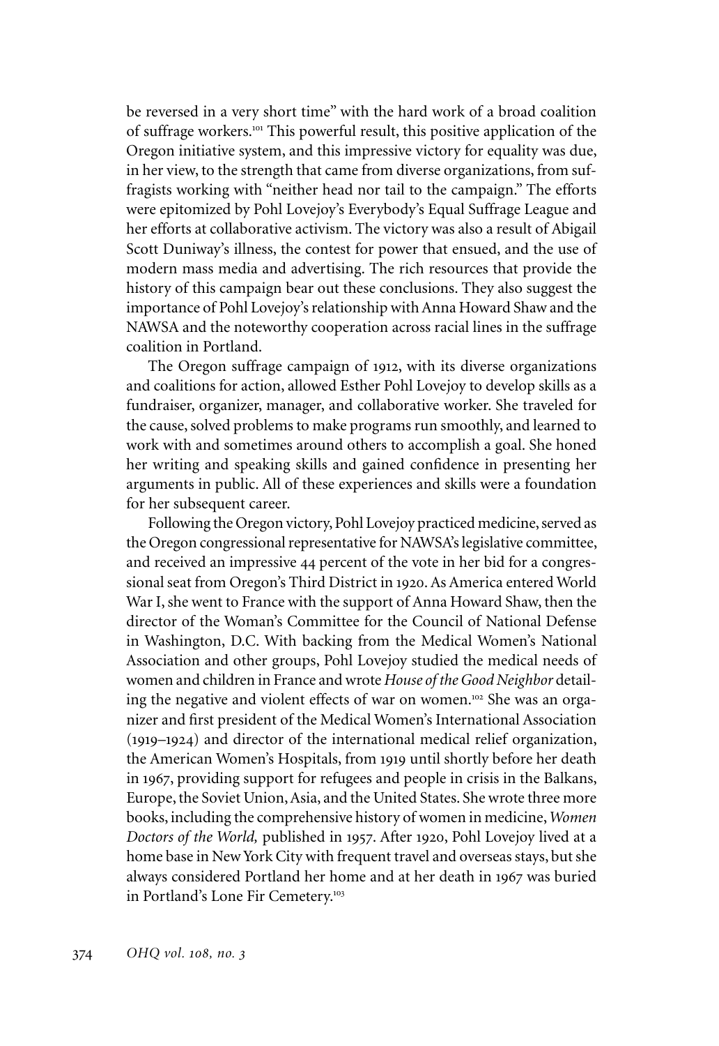be reversed in a very short time" with the hard work of a broad coalition of suffrage workers.[101] This powerful result, this positive application of the Oregon initiative system, and this impressive victory for equality was due, in her view, to the strength that came from diverse organizations, from suffragists working with "neither head nor tail to the campaign." The efforts were epitomized by Pohl Lovejoy's Everybody's Equal Suffrage League and her efforts at collaborative activism. The victory was also a result of Abigail Scott Duniway's illness, the contest for power that ensued, and the use of modern mass media and advertising. The rich resources that provide the history of this campaign bear out these conclusions. They also suggest the importance of Pohl Lovejoy's relationship with Anna Howard Shaw and the NAWSA and the noteworthy cooperation across racial lines in the suffrage coalition in Portland.

The Oregon suffrage campaign of 1912, with its diverse organizations and coalitions for action, allowed Esther Pohl Lovejoy to develop skills as a fundraiser, organizer, manager, and collaborative worker. She traveled for the cause, solved problems to make programs run smoothly, and learned to work with and sometimes around others to accomplish a goal. She honed her writing and speaking skills and gained confidence in presenting her arguments in public. All of these experiences and skills were a foundation for her subsequent career.

Following the Oregon victory, Pohl Lovejoy practiced medicine, served as the Oregon congressional representative for NAWSA's legislative committee, and received an impressive 44 percent of the vote in her bid for a congressional seat from Oregon's Third District in 1920. As America entered World War I, she went to France with the support of Anna Howard Shaw, then the director of the Woman's Committee for the Council of National Defense in Washington, D.C. With backing from the Medical Women's National Association and other groups, Pohl Lovejoy studied the medical needs of women and children in France and wrote *House of the Good Neighbor* detailing the negative and violent effects of war on women.[102] She was an organizer and first president of the Medical Women's International Association (1919–1924) and director of the international medical relief organization, the American Women's Hospitals, from 1919 until shortly before her death in 1967, providing support for refugees and people in crisis in the Balkans, Europe, the Soviet Union, Asia, and the United States. She wrote three more books, including the comprehensive history of women in medicine, *Women Doctors of the World,* published in 1957. After 1920, Pohl Lovejoy lived at a home base in New York City with frequent travel and overseas stays, but she always considered Portland her home and at her death in 1967 was buried in Portland's Lone Fir Cemetery.[103]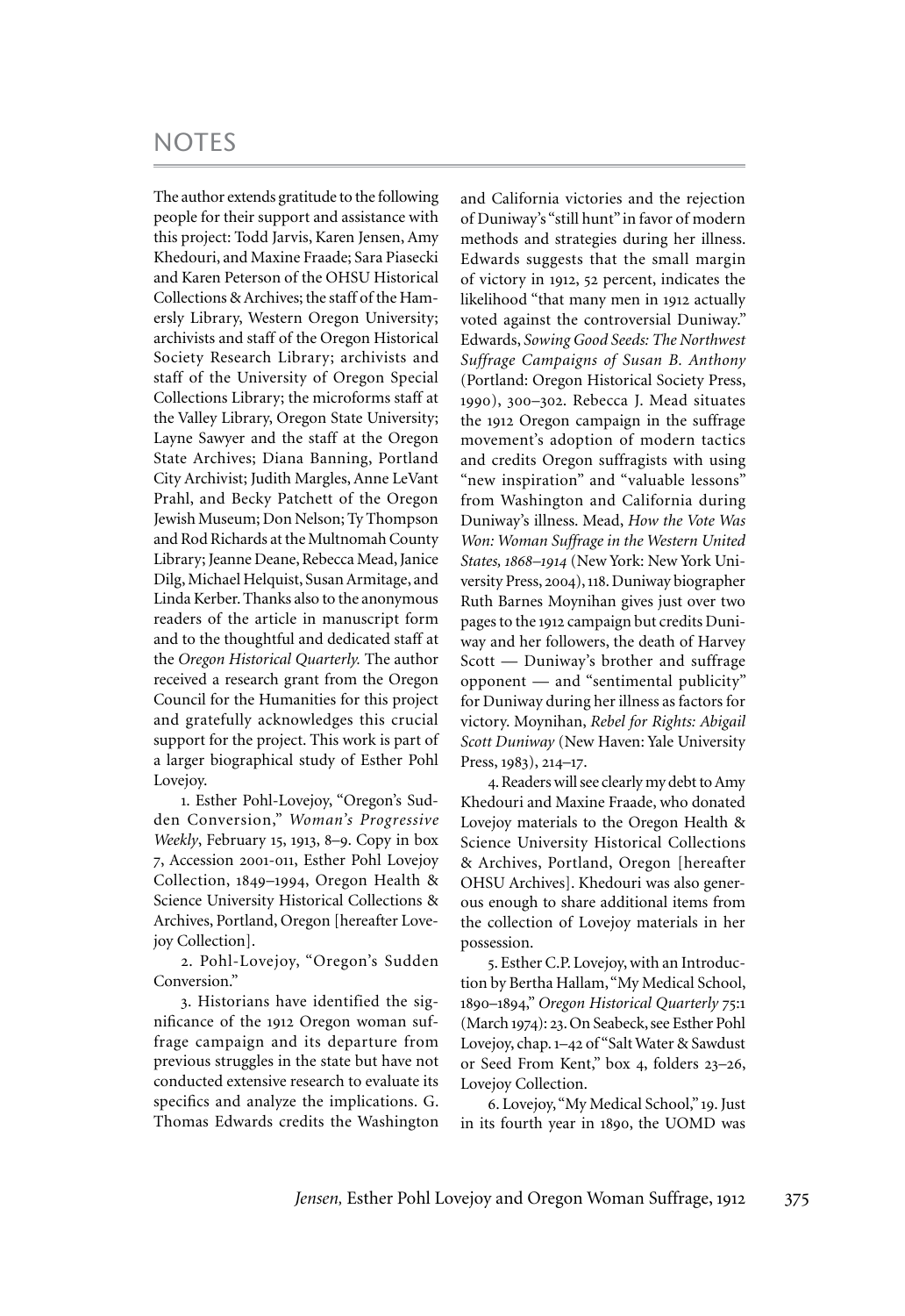# NOTES

The author extends gratitude to the following people for their support and assistance with this project: Todd Jarvis, Karen Jensen, Amy Khedouri, and Maxine Fraade; Sara Piasecki and Karen Peterson of the OHSU Historical Collections & Archives; the staff of the Hamersly Library, Western Oregon University; archivists and staff of the Oregon Historical Society Research Library; archivists and staff of the University of Oregon Special Collections Library; the microforms staff at the Valley Library, Oregon State University; Layne Sawyer and the staff at the Oregon State Archives; Diana Banning, Portland City Archivist; Judith Margles, Anne LeVant Prahl, and Becky Patchett of the Oregon Jewish Museum; Don Nelson; Ty Thompson and Rod Richards at the Multnomah County Library; Jeanne Deane, Rebecca Mead, Janice Dilg, Michael Helquist, Susan Armitage, and Linda Kerber. Thanks also to the anonymous readers of the article in manuscript form and to the thoughtful and dedicated staff at the *Oregon Historical Quarterly.* The author received a research grant from the Oregon Council for the Humanities for this project and gratefully acknowledges this crucial support for the project. This work is part of a larger biographical study of Esther Pohl Lovejoy.

1. Esther Pohl-Lovejoy, "Oregon's Sudden Conversion," *Woman's Progressive Weekly*, February 15, 1913, 8–9. Copy in box 7, Accession 2001-011, Esther Pohl Lovejoy Collection, 1849–1994, Oregon Health & Science University Historical Collections & Archives, Portland, Oregon [hereafter Lovejoy Collection].

2. Pohl-Lovejoy, "Oregon's Sudden Conversion."

3. Historians have identified the significance of the 1912 Oregon woman suffrage campaign and its departure from previous struggles in the state but have not conducted extensive research to evaluate its specifics and analyze the implications. G. Thomas Edwards credits the Washington and California victories and the rejection of Duniway's "still hunt" in favor of modern methods and strategies during her illness. Edwards suggests that the small margin of victory in 1912, 52 percent, indicates the likelihood "that many men in 1912 actually voted against the controversial Duniway." Edwards, *Sowing Good Seeds: The Northwest Suffrage Campaigns of Susan B. Anthony* (Portland: Oregon Historical Society Press, 1990), 300–302. Rebecca J. Mead situates the 1912 Oregon campaign in the suffrage movement's adoption of modern tactics and credits Oregon suffragists with using "new inspiration" and "valuable lessons" from Washington and California during Duniway's illness. Mead, *How the Vote Was Won: Woman Suffrage in the Western United States, 1868–1914* (New York: New York University Press, 2004), 118. Duniway biographer Ruth Barnes Moynihan gives just over two pages to the 1912 campaign but credits Duniway and her followers, the death of Harvey Scott — Duniway's brother and suffrage opponent — and "sentimental publicity" for Duniway during her illness as factors for victory. Moynihan, *Rebel for Rights: Abigail Scott Duniway* (New Haven: Yale University Press, 1983), 214–17.

4. Readers will see clearly my debt to Amy Khedouri and Maxine Fraade, who donated Lovejoy materials to the Oregon Health & Science University Historical Collections & Archives, Portland, Oregon [hereafter OHSU Archives]. Khedouri was also generous enough to share additional items from the collection of Lovejoy materials in her possession.

5. Esther C.P. Lovejoy, with an Introduction by Bertha Hallam, "My Medical School, 1890–1894," *Oregon Historical Quarterly* 75:1 (March 1974): 23. On Seabeck, see Esther Pohl Lovejoy, chap. 1–42 of "Salt Water & Sawdust or Seed From Kent," box 4, folders 23–26, Lovejoy Collection.

6. Lovejoy, "My Medical School," 19. Just in its fourth year in 1890, the UOMD was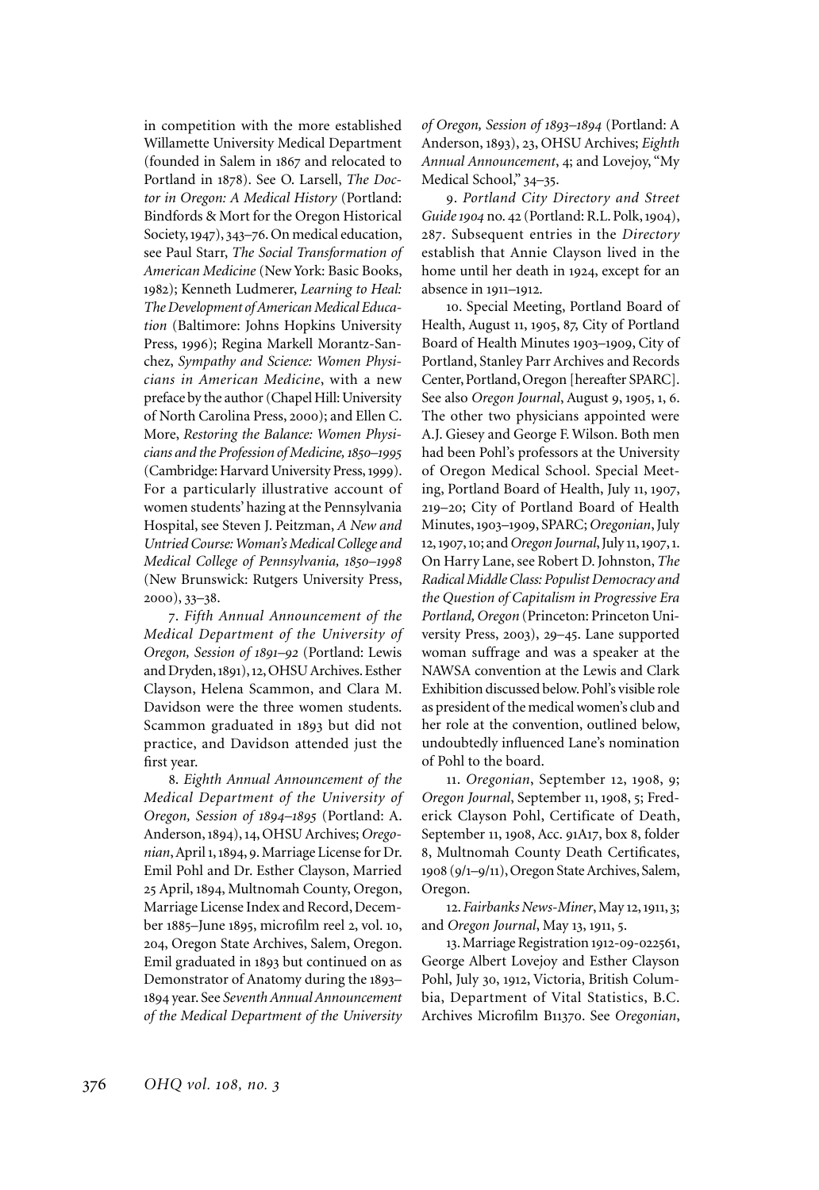in competition with the more established Willamette University Medical Department (founded in Salem in 1867 and relocated to Portland in 1878). See O. Larsell, *The Doctor in Oregon: A Medical History* (Portland: Bindfords & Mort for the Oregon Historical Society, 1947), 343–76. On medical education, see Paul Starr, *The Social Transformation of American Medicine* (New York: Basic Books, 1982); Kenneth Ludmerer, *Learning to Heal: The Development of American Medical Education* (Baltimore: Johns Hopkins University Press, 1996); Regina Markell Morantz-Sanchez, *Sympathy and Science: Women Physicians in American Medicine*, with a new preface by the author (Chapel Hill: University of North Carolina Press, 2000); and Ellen C. More, *Restoring the Balance: Women Physicians and the Profession of Medicine, 1850–1995* (Cambridge: Harvard University Press, 1999). For a particularly illustrative account of women students' hazing at the Pennsylvania Hospital, see Steven J. Peitzman, *A New and Untried Course: Woman's Medical College and Medical College of Pennsylvania, 1850–1998* (New Brunswick: Rutgers University Press, 2000), 33–38.

7. *Fifth Annual Announcement of the Medical Department of the University of Oregon, Session of 1891–92* (Portland: Lewis and Dryden, 1891), 12, OHSU Archives. Esther Clayson, Helena Scammon, and Clara M. Davidson were the three women students. Scammon graduated in 1893 but did not practice, and Davidson attended just the first year.

8. *Eighth Annual Announcement of the Medical Department of the University of Oregon, Session of 1894–1895* (Portland: A. Anderson, 1894), 14, OHSU Archives; *Oregonian*, April 1, 1894, 9. Marriage License for Dr. Emil Pohl and Dr. Esther Clayson, Married 25 April, 1894, Multnomah County, Oregon, Marriage License Index and Record, December 1885–June 1895, microfilm reel 2, vol. 10, 204, Oregon State Archives, Salem, Oregon. Emil graduated in 1893 but continued on as Demonstrator of Anatomy during the 1893–1894 year. See *Seventh Annual Announcement of the Medical Department of the University of Oregon, Session of 1893–1894* (Portland: A Anderson, 1893), 23, OHSU Archives; *Eighth Annual Announcement*, 4; and Lovejoy, "My Medical School," 34–35.

9. *Portland City Directory and Street Guide 1904* no. 42 (Portland: R.L. Polk, 1904), 287. Subsequent entries in the *Directory* establish that Annie Clayson lived in the home until her death in 1924, except for an absence in 1911–1912.

10. Special Meeting, Portland Board of Health, August 11, 1905, 87, City of Portland Board of Health Minutes 1903–1909, City of Portland, Stanley Parr Archives and Records Center, Portland, Oregon [hereafter SPARC]. See also *Oregon Journal*, August 9, 1905, 1, 6. The other two physicians appointed were A.J. Giesey and George F. Wilson. Both men had been Pohl's professors at the University of Oregon Medical School. Special Meeting, Portland Board of Health, July 11, 1907, 219–20; City of Portland Board of Health Minutes, 1903–1909, SPARC; *Oregonian*, July 12, 1907, 10; and *Oregon Journal*, July 11, 1907, 1. On Harry Lane, see Robert D. Johnston, *The Radical Middle Class: Populist Democracy and the Question of Capitalism in Progressive Era Portland, Oregon* (Princeton: Princeton University Press, 2003), 29–45. Lane supported woman suffrage and was a speaker at the NAWSA convention at the Lewis and Clark Exhibition discussed below. Pohl's visible role as president of the medical women's club and her role at the convention, outlined below, undoubtedly influenced Lane's nomination of Pohl to the board.

11. *Oregonian*, September 12, 1908, 9; *Oregon Journal*, September 11, 1908, 5; Frederick Clayson Pohl, Certificate of Death, September 11, 1908, Acc. 91A17, box 8, folder 8, Multnomah County Death Certificates, 1908 (9/1–9/11), Oregon State Archives, Salem, Oregon.

12. *Fairbanks News-Miner*, May 12, 1911, 3; and *Oregon Journal*, May 13, 1911, 5.

13. Marriage Registration 1912-09-022561, George Albert Lovejoy and Esther Clayson Pohl, July 30, 1912, Victoria, British Columbia, Department of Vital Statistics, B.C. Archives Microfilm B11370. See *Oregonian*,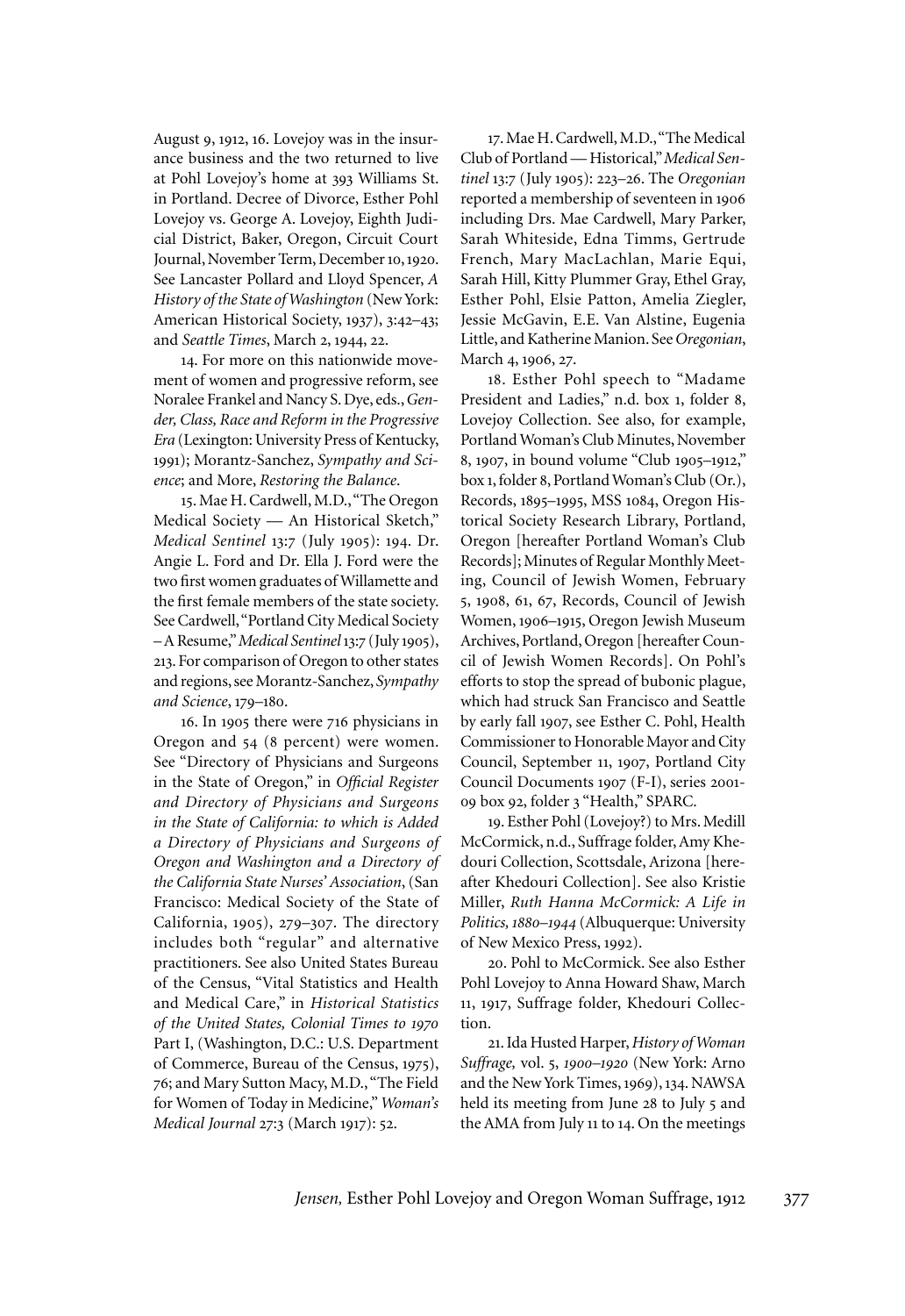August 9, 1912, 16. Lovejoy was in the insurance business and the two returned to live at Pohl Lovejoy's home at 393 Williams St. in Portland. Decree of Divorce, Esther Pohl Lovejoy vs. George A. Lovejoy, Eighth Judicial District, Baker, Oregon, Circuit Court Journal, November Term, December 10, 1920. See Lancaster Pollard and Lloyd Spencer, *A History of the State of Washington* (New York: American Historical Society, 1937), 3:42–43; and *Seattle Times*, March 2, 1944, 22.

14. For more on this nationwide movement of women and progressive reform, see Noralee Frankel and Nancy S. Dye, eds., *Gender, Class, Race and Reform in the Progressive Era* (Lexington: University Press of Kentucky, 1991); Morantz-Sanchez, *Sympathy and Science*; and More, *Restoring the Balance*.

15. Mae H. Cardwell, M.D., "The Oregon Medical Society — An Historical Sketch," *Medical Sentinel* 13:7 (July 1905): 194. Dr. Angie L. Ford and Dr. Ella J. Ford were the two first women graduates of Willamette and the first female members of the state society. See Cardwell, "Portland City Medical Society – A Resume," *Medical Sentinel* 13:7 (July 1905), 213. For comparison of Oregon to other states and regions, see Morantz-Sanchez, *Sympathy and Science*, 179–180.

16. In 1905 there were 716 physicians in Oregon and 54 (8 percent) were women. See "Directory of Physicians and Surgeons in the State of Oregon," in *Official Register and Directory of Physicians and Surgeons in the State of California: to which is Added a Directory of Physicians and Surgeons of Oregon and Washington and a Directory of the California State Nurses' Association*, (San Francisco: Medical Society of the State of California, 1905), 279–307. The directory includes both "regular" and alternative practitioners. See also United States Bureau of the Census, "Vital Statistics and Health and Medical Care," in *Historical Statistics of the United States, Colonial Times to 1970* Part I, (Washington, D.C.: U.S. Department of Commerce, Bureau of the Census, 1975), 76; and Mary Sutton Macy, M.D., "The Field for Women of Today in Medicine," *Woman's Medical Journal* 27:3 (March 1917): 52.

17. Mae H. Cardwell, M.D., "The Medical Club of Portland — Historical," *Medical Sentinel* 13:7 (July 1905): 223–26. The *Oregonian* reported a membership of seventeen in 1906 including Drs. Mae Cardwell, Mary Parker, Sarah Whiteside, Edna Timms, Gertrude French, Mary MacLachlan, Marie Equi, Sarah Hill, Kitty Plummer Gray, Ethel Gray, Esther Pohl, Elsie Patton, Amelia Ziegler, Jessie McGavin, E.E. Van Alstine, Eugenia Little, and Katherine Manion. See *Oregonian*, March 4, 1906, 27.

18. Esther Pohl speech to "Madame President and Ladies," n.d. box 1, folder 8, Lovejoy Collection. See also, for example, Portland Woman's Club Minutes, November 8, 1907, in bound volume "Club 1905–1912," box 1, folder 8, Portland Woman's Club (Or.), Records, 1895–1995, MSS 1084, Oregon Historical Society Research Library, Portland, Oregon [hereafter Portland Woman's Club Records]; Minutes of Regular Monthly Meeting, Council of Jewish Women, February 5, 1908, 61, 67, Records, Council of Jewish Women, 1906–1915, Oregon Jewish Museum Archives, Portland, Oregon [hereafter Council of Jewish Women Records]. On Pohl's efforts to stop the spread of bubonic plague, which had struck San Francisco and Seattle by early fall 1907, see Esther C. Pohl, Health Commissioner to Honorable Mayor and City Council, September 11, 1907, Portland City Council Documents 1907 (F-I), series 2001-09 box 92, folder 3 "Health," SPARC.

19. Esther Pohl (Lovejoy?) to Mrs. Medill McCormick, n.d., Suffrage folder, Amy Khedouri Collection, Scottsdale, Arizona [hereafter Khedouri Collection]. See also Kristie Miller, *Ruth Hanna McCormick: A Life in Politics, 1880–1944* (Albuquerque: University of New Mexico Press, 1992).

20. Pohl to McCormick. See also Esther Pohl Lovejoy to Anna Howard Shaw, March 11, 1917, Suffrage folder, Khedouri Collection.

21. Ida Husted Harper, *History of Woman Suffrage,* vol. 5, *1900–1920* (New York: Arno and the New York Times, 1969), 134. NAWSA held its meeting from June 28 to July 5 and the AMA from July 11 to 14. On the meetings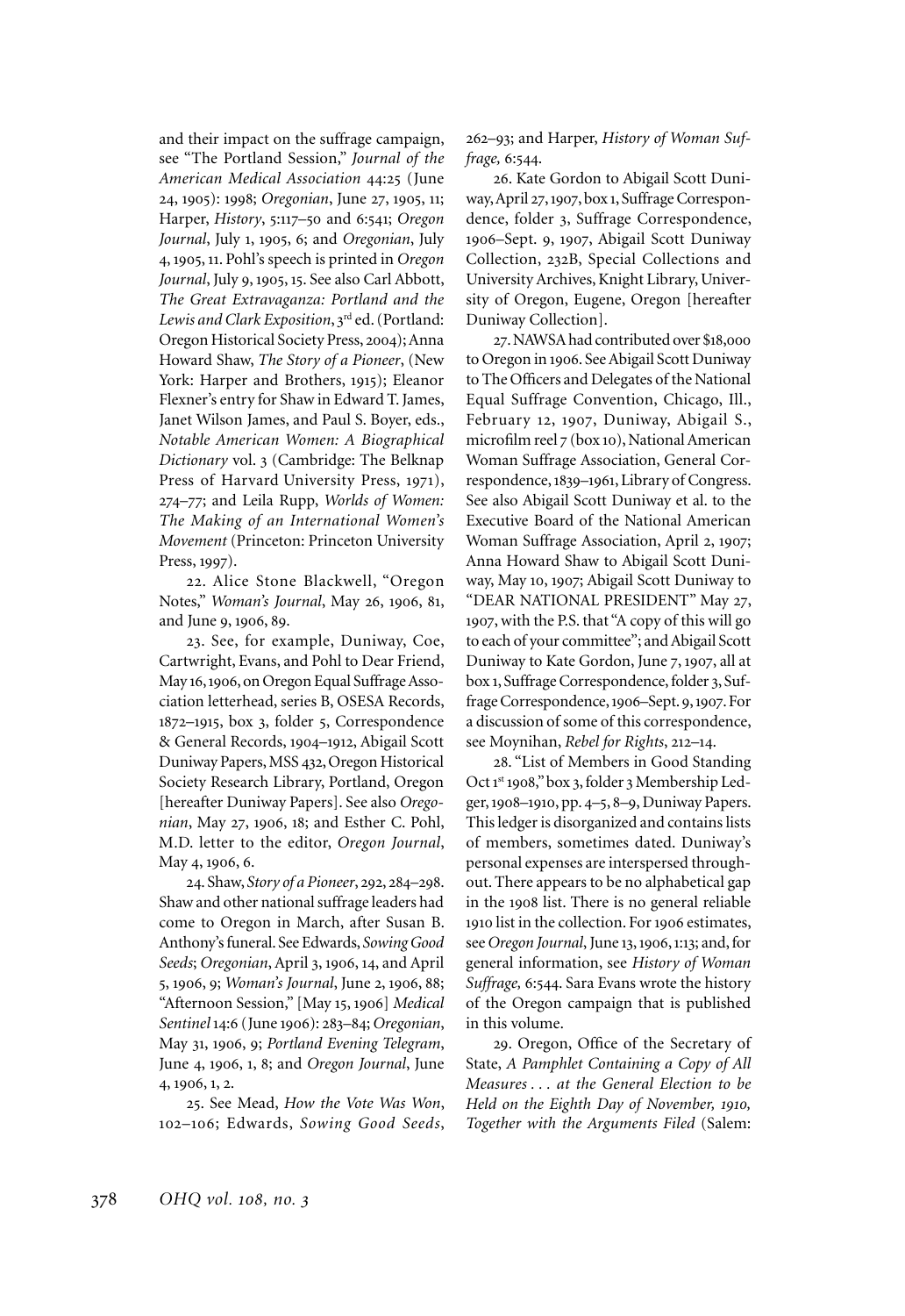and their impact on the suffrage campaign, see "The Portland Session," *Journal of the American Medical Association* 44:25 (June 24, 1905): 1998; *Oregonian*, June 27, 1905, 11; Harper, *History*, 5:117–50 and 6:541; *Oregon Journal*, July 1, 1905, 6; and *Oregonian*, July 4, 1905, 11. Pohl's speech is printed in *Oregon Journal*, July 9, 1905, 15. See also Carl Abbott, *The Great Extravaganza: Portland and the Lewis and Clark Exposition*, 3rd ed. (Portland: Oregon Historical Society Press, 2004); Anna Howard Shaw, *The Story of a Pioneer*, (New York: Harper and Brothers, 1915); Eleanor Flexner's entry for Shaw in Edward T. James, Janet Wilson James, and Paul S. Boyer, eds., *Notable American Women: A Biographical Dictionary* vol. 3 (Cambridge: The Belknap Press of Harvard University Press, 1971), 274–77; and Leila Rupp, *Worlds of Women: The Making of an International Women's Movement* (Princeton: Princeton University Press, 1997).

22. Alice Stone Blackwell, "Oregon Notes," *Woman's Journal*, May 26, 1906, 81, and June 9, 1906, 89.

23. See, for example, Duniway, Coe, Cartwright, Evans, and Pohl to Dear Friend, May 16, 1906, on Oregon Equal Suffrage Association letterhead, series B, OSESA Records, 1872–1915, box 3, folder 5, Correspondence & General Records, 1904–1912, Abigail Scott Duniway Papers, MSS 432, Oregon Historical Society Research Library, Portland, Oregon [hereafter Duniway Papers]. See also *Oregonian*, May 27, 1906, 18; and Esther C. Pohl, M.D. letter to the editor, *Oregon Journal*, May 4, 1906, 6.

24. Shaw, *Story of a Pioneer*, 292, 284–298. Shaw and other national suffrage leaders had come to Oregon in March, after Susan B. Anthony's funeral. See Edwards, *Sowing Good Seeds*; *Oregonian*, April 3, 1906, 14, and April 5, 1906, 9; *Woman's Journal*, June 2, 1906, 88; "Afternoon Session," [May 15, 1906] *Medical Sentinel* 14:6 (June 1906): 283–84; *Oregonian*, May 31, 1906, 9; *Portland Evening Telegram*, June 4, 1906, 1, 8; and *Oregon Journal*, June 4, 1906, 1, 2.

25. See Mead, *How the Vote Was Won*, 102–106; Edwards, *Sowing Good Seeds*, 262–93; and Harper, *History of Woman Suffrage,* 6:544.

26. Kate Gordon to Abigail Scott Duniway, April 27, 1907, box 1, Suffrage Correspondence, folder 3, Suffrage Correspondence, 1906–Sept. 9, 1907, Abigail Scott Duniway Collection, 232B, Special Collections and University Archives, Knight Library, University of Oregon, Eugene, Oregon [hereafter Duniway Collection].

27. NAWSA had contributed over $18,000 to Oregon in 1906. See Abigail Scott Duniway to The Officers and Delegates of the National Equal Suffrage Convention, Chicago, Ill., February 12, 1907, Duniway, Abigail S., microfilm reel 7 (box 10), National American Woman Suffrage Association, General Correspondence, 1839–1961, Library of Congress. See also Abigail Scott Duniway et al. to the Executive Board of the National American Woman Suffrage Association, April 2, 1907; Anna Howard Shaw to Abigail Scott Duniway, May 10, 1907; Abigail Scott Duniway to "DEAR NATIONAL PRESIDENT" May 27, 1907, with the P.S. that "A copy of this will go to each of your committee"; and Abigail Scott Duniway to Kate Gordon, June 7, 1907, all at box 1, Suffrage Correspondence, folder 3, Suffrage Correspondence, 1906–Sept. 9, 1907. For a discussion of some of this correspondence, see Moynihan, *Rebel for Rights*, 212–14.

28. "List of Members in Good Standing Oct 1st 1908," box 3, folder 3 Membership Ledger, 1908–1910, pp. 4–5, 8–9, Duniway Papers. This ledger is disorganized and contains lists of members, sometimes dated. Duniway's personal expenses are interspersed throughout. There appears to be no alphabetical gap in the 1908 list. There is no general reliable 1910 list in the collection. For 1906 estimates, see *Oregon Journal*, June 13, 1906, 1:13; and, for general information, see *History of Woman Suffrage,* 6:544. Sara Evans wrote the history of the Oregon campaign that is published in this volume.

29. Oregon, Office of the Secretary of State, *A Pamphlet Containing a Copy of All Measures . . . at the General Election to be Held on the Eighth Day of November, 1910, Together with the Arguments Filed* (Salem: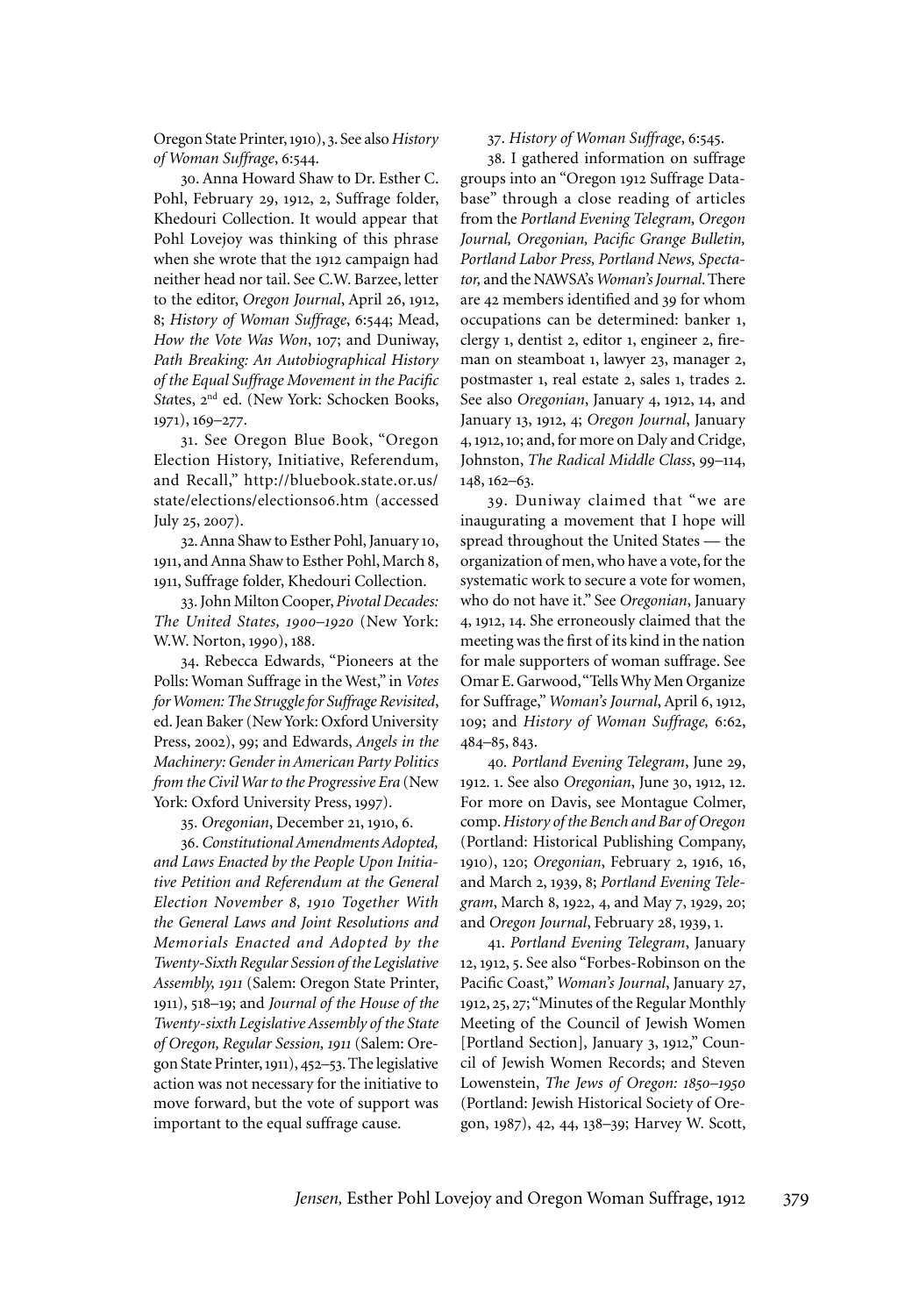Oregon State Printer, 1910), 3. See also *History of Woman Suffrage*, 6:544.

30. Anna Howard Shaw to Dr. Esther C. Pohl, February 29, 1912, 2, Suffrage folder, Khedouri Collection. It would appear that Pohl Lovejoy was thinking of this phrase when she wrote that the 1912 campaign had neither head nor tail. See C.W. Barzee, letter to the editor, *Oregon Journal*, April 26, 1912, 8; *History of Woman Suffrage*, 6:544; Mead, *How the Vote Was Won*, 107; and Duniway, *Path Breaking: An Autobiographical History of the Equal Suffrage Movement in the Pacific States*, 2nd ed. (New York: Schocken Books, 1971), 169–277.

31. See Oregon Blue Book, "Oregon Election History, Initiative, Referendum, and Recall," http://bluebook.state.or.us/state/elections/elections06.htm (accessed July 25, 2007).

32. Anna Shaw to Esther Pohl, January 10, 1911, and Anna Shaw to Esther Pohl, March 8, 1911, Suffrage folder, Khedouri Collection.

33. John Milton Cooper, *Pivotal Decades: The United States, 1900–1920* (New York: W.W. Norton, 1990), 188.

34. Rebecca Edwards, "Pioneers at the Polls: Woman Suffrage in the West," in *Votes for Women: The Struggle for Suffrage Revisited*, ed. Jean Baker (New York: Oxford University Press, 2002), 99; and Edwards, *Angels in the Machinery: Gender in American Party Politics from the Civil War to the Progressive Era* (New York: Oxford University Press, 1997).

35. *Oregonian*, December 21, 1910, 6.

36. *Constitutional Amendments Adopted, and Laws Enacted by the People Upon Initiative Petition and Referendum at the General Election November 8, 1910 Together With the General Laws and Joint Resolutions and Memorials Enacted and Adopted by the Twenty-Sixth Regular Session of the Legislative Assembly, 1911* (Salem: Oregon State Printer, 1911), 518–19; and *Journal of the House of the Twenty-sixth Legislative Assembly of the State of Oregon, Regular Session, 1911* (Salem: Oregon State Printer, 1911), 452–53. The legislative action was not necessary for the initiative to move forward, but the vote of support was important to the equal suffrage cause.

37. *History of Woman Suffrage*, 6:545.

38. I gathered information on suffrage groups into an "Oregon 1912 Suffrage Database" through a close reading of articles from the *Portland Evening Telegram, Oregon Journal, Oregonian, Pacific Grange Bulletin, Portland Labor Press, Portland News, Spectator,* and the NAWSA's *Woman's Journal*. There are 42 members identified and 39 for whom occupations can be determined: banker 1, clergy 1, dentist 2, editor 1, engineer 2, fireman on steamboat 1, lawyer 23, manager 2, postmaster 1, real estate 2, sales 1, trades 2. See also *Oregonian*, January 4, 1912, 14, and January 13, 1912, 4; *Oregon Journal*, January 4, 1912, 10; and, for more on Daly and Cridge, Johnston, *The Radical Middle Class*, 99–114, 148, 162–63.

39. Duniway claimed that "we are inaugurating a movement that I hope will spread throughout the United States — the organization of men, who have a vote, for the systematic work to secure a vote for women, who do not have it." See *Oregonian*, January 4, 1912, 14. She erroneously claimed that the meeting was the first of its kind in the nation for male supporters of woman suffrage. See Omar E. Garwood, "Tells Why Men Organize for Suffrage," *Woman's Journal*, April 6, 1912, 109; and *History of Woman Suffrage,* 6:62, 484–85, 843.

40. *Portland Evening Telegram*, June 29, 1912. 1. See also *Oregonian*, June 30, 1912, 12. For more on Davis, see Montague Colmer, comp. *History of the Bench and Bar of Oregon* (Portland: Historical Publishing Company, 1910), 120; *Oregonian*, February 2, 1916, 16, and March 2, 1939, 8; *Portland Evening Telegram*, March 8, 1922, 4, and May 7, 1929, 20; and *Oregon Journal*, February 28, 1939, 1.

41. *Portland Evening Telegram*, January 12, 1912, 5. See also "Forbes-Robinson on the Pacific Coast," *Woman's Journal*, January 27, 1912, 25, 27; "Minutes of the Regular Monthly Meeting of the Council of Jewish Women [Portland Section], January 3, 1912," Council of Jewish Women Records; and Steven Lowenstein, *The Jews of Oregon: 1850–1950* (Portland: Jewish Historical Society of Oregon, 1987), 42, 44, 138–39; Harvey W. Scott,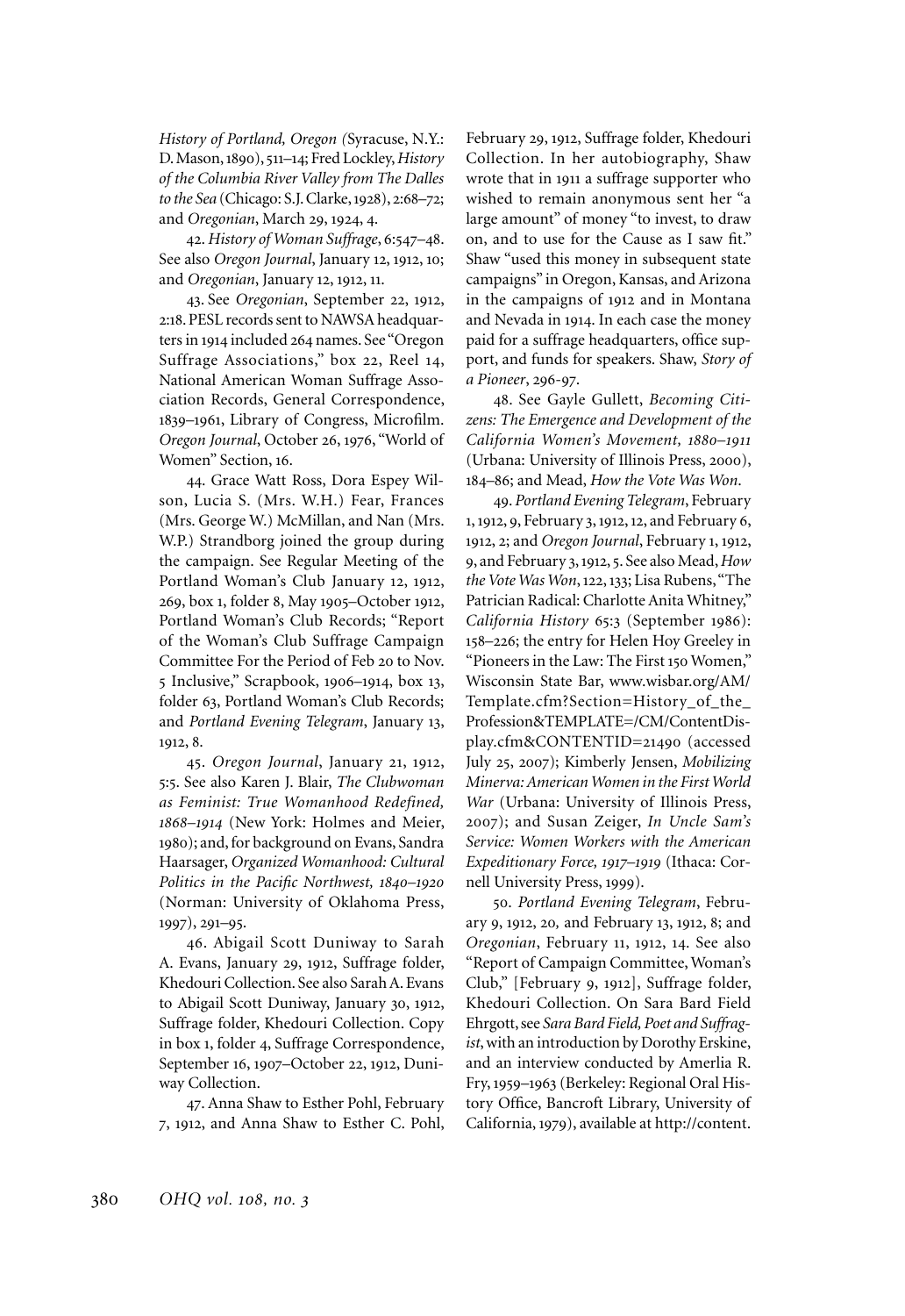*History of Portland, Oregon (*Syracuse, N.Y.: D. Mason, 1890), 511–14; Fred Lockley, *History of the Columbia River Valley from The Dalles to the Sea* (Chicago: S.J. Clarke, 1928), 2:68–72; and *Oregonian*, March 29, 1924, 4.

42. *History of Woman Suffrage*, 6:547–48. See also *Oregon Journal*, January 12, 1912, 10; and *Oregonian*, January 12, 1912, 11.

43. See *Oregonian*, September 22, 1912, 2:18. PESL records sent to NAWSA headquarters in 1914 included 264 names. See "Oregon Suffrage Associations," box 22, Reel 14, National American Woman Suffrage Association Records, General Correspondence, 1839–1961, Library of Congress, Microfilm. *Oregon Journal*, October 26, 1976, "World of Women" Section, 16.

44. Grace Watt Ross, Dora Espey Wilson, Lucia S. (Mrs. W.H.) Fear, Frances (Mrs. George W.) McMillan, and Nan (Mrs. W.P.) Strandborg joined the group during the campaign. See Regular Meeting of the Portland Woman's Club January 12, 1912, 269, box 1, folder 8, May 1905–October 1912, Portland Woman's Club Records; "Report of the Woman's Club Suffrage Campaign Committee For the Period of Feb 20 to Nov. 5 Inclusive," Scrapbook, 1906–1914, box 13, folder 63, Portland Woman's Club Records; and *Portland Evening Telegram*, January 13, 1912, 8.

45. *Oregon Journal*, January 21, 1912, 5:5. See also Karen J. Blair, *The Clubwoman as Feminist: True Womanhood Redefined, 1868–1914* (New York: Holmes and Meier, 1980); and, for background on Evans, Sandra Haarsager, *Organized Womanhood: Cultural Politics in the Pacific Northwest, 1840–1920* (Norman: University of Oklahoma Press, 1997), 291–95.

46. Abigail Scott Duniway to Sarah A. Evans, January 29, 1912, Suffrage folder, Khedouri Collection. See also Sarah A. Evans to Abigail Scott Duniway, January 30, 1912, Suffrage folder, Khedouri Collection. Copy in box 1, folder 4, Suffrage Correspondence, September 16, 1907–October 22, 1912, Duniway Collection.

47. Anna Shaw to Esther Pohl, February 7, 1912, and Anna Shaw to Esther C. Pohl, February 29, 1912, Suffrage folder, Khedouri Collection. In her autobiography, Shaw wrote that in 1911 a suffrage supporter who wished to remain anonymous sent her "a large amount" of money "to invest, to draw on, and to use for the Cause as I saw fit." Shaw "used this money in subsequent state campaigns" in Oregon, Kansas, and Arizona in the campaigns of 1912 and in Montana and Nevada in 1914. In each case the money paid for a suffrage headquarters, office support, and funds for speakers. Shaw, *Story of a Pioneer*, 296-97.

48. See Gayle Gullett, *Becoming Citizens: The Emergence and Development of the California Women's Movement, 1880–1911* (Urbana: University of Illinois Press, 2000), 184–86; and Mead, *How the Vote Was Won*.

49. *Portland Evening Telegram*, February 1, 1912, 9, February 3, 1912, 12, and February 6, 1912, 2; and *Oregon Journal*, February 1, 1912, 9, and February 3, 1912, 5. See also Mead, *How the Vote Was Won*, 122, 133; Lisa Rubens, "The Patrician Radical: Charlotte Anita Whitney," *California History* 65:3 (September 1986): 158–226; the entry for Helen Hoy Greeley in "Pioneers in the Law: The First 150 Women," Wisconsin State Bar, www.wisbar.org/AM/Template.cfm?Section=History_of_the_Profession&TEMPLATE=/CM/ContentDisplay.cfm&CONTENTID=21490 (accessed July 25, 2007); Kimberly Jensen, *Mobilizing Minerva: American Women in the First World War* (Urbana: University of Illinois Press, 2007); and Susan Zeiger, *In Uncle Sam's Service: Women Workers with the American Expeditionary Force, 1917–1919* (Ithaca: Cornell University Press, 1999).

50. *Portland Evening Telegram*, February 9, 1912, 20, and February 13, 1912, 8; and *Oregonian*, February 11, 1912, 14. See also "Report of Campaign Committee, Woman's Club," [February 9, 1912], Suffrage folder, Khedouri Collection. On Sara Bard Field Ehrgott, see *Sara Bard Field, Poet and Suffragist*, with an introduction by Dorothy Erskine, and an interview conducted by Amerlia R. Fry, 1959–1963 (Berkeley: Regional Oral History Office, Bancroft Library, University of California, 1979), available at http://content.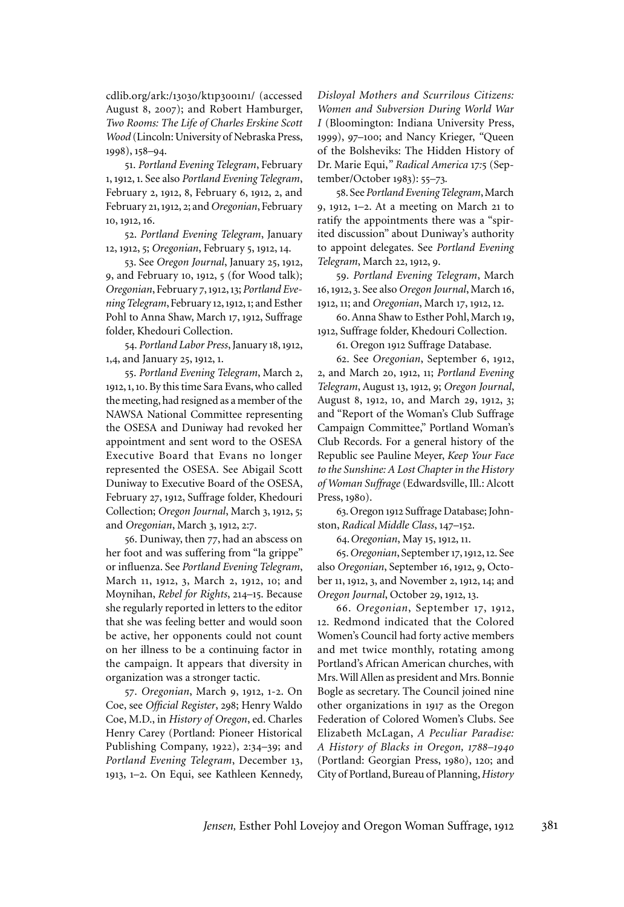cdlib.org/ark:/13030/kt1p3001n1/ (accessed August 8, 2007); and Robert Hamburger, *Two Rooms: The Life of Charles Erskine Scott Wood* (Lincoln: University of Nebraska Press, 1998), 158–94.

51. *Portland Evening Telegram*, February 1, 1912, 1. See also *Portland Evening Telegram*, February 2, 1912, 8, February 6, 1912, 2, and February 21, 1912, 2; and *Oregonian*, February 10, 1912, 16.

52. *Portland Evening Telegram*, January 12, 1912, 5; *Oregonian*, February 5, 1912, 14.

53. See *Oregon Journal*, January 25, 1912, 9, and February 10, 1912, 5 (for Wood talk); *Oregonian*, February 7, 1912, 13; *Portland Evening Telegram*, February 12, 1912, 1; and Esther Pohl to Anna Shaw, March 17, 1912, Suffrage folder, Khedouri Collection.

54. *Portland Labor Press*, January 18, 1912, 1,4, and January 25, 1912, 1.

55. *Portland Evening Telegram*, March 2, 1912, 1, 10. By this time Sara Evans, who called the meeting, had resigned as a member of the NAWSA National Committee representing the OSESA and Duniway had revoked her appointment and sent word to the OSESA Executive Board that Evans no longer represented the OSESA. See Abigail Scott Duniway to Executive Board of the OSESA, February 27, 1912, Suffrage folder, Khedouri Collection; *Oregon Journal*, March 3, 1912, 5; and *Oregonian*, March 3, 1912, 2:7.

56. Duniway, then 77, had an abscess on her foot and was suffering from "la grippe" or influenza. See *Portland Evening Telegram*, March 11, 1912, 3, March 2, 1912, 10; and Moynihan, *Rebel for Rights*, 214–15. Because she regularly reported in letters to the editor that she was feeling better and would soon be active, her opponents could not count on her illness to be a continuing factor in the campaign. It appears that diversity in organization was a stronger tactic.

57. *Oregonian*, March 9, 1912, 1-2. On Coe, see *Official Register*, 298; Henry Waldo Coe, M.D., in *History of Oregon*, ed. Charles Henry Carey (Portland: Pioneer Historical Publishing Company, 1922), 2:34–39; and *Portland Evening Telegram*, December 13, 1913, 1–2. On Equi, see Kathleen Kennedy, *Disloyal Mothers and Scurrilous Citizens: Women and Subversion During World War I* (Bloomington: Indiana University Press, 1999), 97–100; and Nancy Krieger, "Queen of the Bolsheviks: The Hidden History of Dr. Marie Equi," *Radical America* 17:5 (September/October 1983): 55–73.

58. See *Portland Evening Telegram*, March 9, 1912, 1–2. At a meeting on March 21 to ratify the appointments there was a "spirited discussion" about Duniway's authority to appoint delegates. See *Portland Evening Telegram*, March 22, 1912, 9.

59. *Portland Evening Telegram*, March 16, 1912, 3. See also *Oregon Journal*, March 16, 1912, 11; and *Oregonian*, March 17, 1912, 12.

60. Anna Shaw to Esther Pohl, March 19, 1912, Suffrage folder, Khedouri Collection.

61. Oregon 1912 Suffrage Database.

62. See *Oregonian*, September 6, 1912, 2, and March 20, 1912, 11; *Portland Evening Telegram*, August 13, 1912, 9; *Oregon Journal*, August 8, 1912, 10, and March 29, 1912, 3; and "Report of the Woman's Club Suffrage Campaign Committee," Portland Woman's Club Records. For a general history of the Republic see Pauline Meyer, *Keep Your Face to the Sunshine: A Lost Chapter in the History of Woman Suffrage* (Edwardsville, Ill.: Alcott Press, 1980).

63. Oregon 1912 Suffrage Database; Johnston, *Radical Middle Class*, 147–152.

64. *Oregonian*, May 15, 1912, 11.

65. *Oregonian*, September 17, 1912, 12. See also *Oregonian*, September 16, 1912, 9, October 11, 1912, 3, and November 2, 1912, 14; and *Oregon Journal*, October 29, 1912, 13.

66. *Oregonian*, September 17, 1912, 12. Redmond indicated that the Colored Women's Council had forty active members and met twice monthly, rotating among Portland's African American churches, with Mrs. Will Allen as president and Mrs. Bonnie Bogle as secretary. The Council joined nine other organizations in 1917 as the Oregon Federation of Colored Women's Clubs. See Elizabeth McLagan, *A Peculiar Paradise: A History of Blacks in Oregon, 1788–1940* (Portland: Georgian Press, 1980), 120; and City of Portland, Bureau of Planning, *History*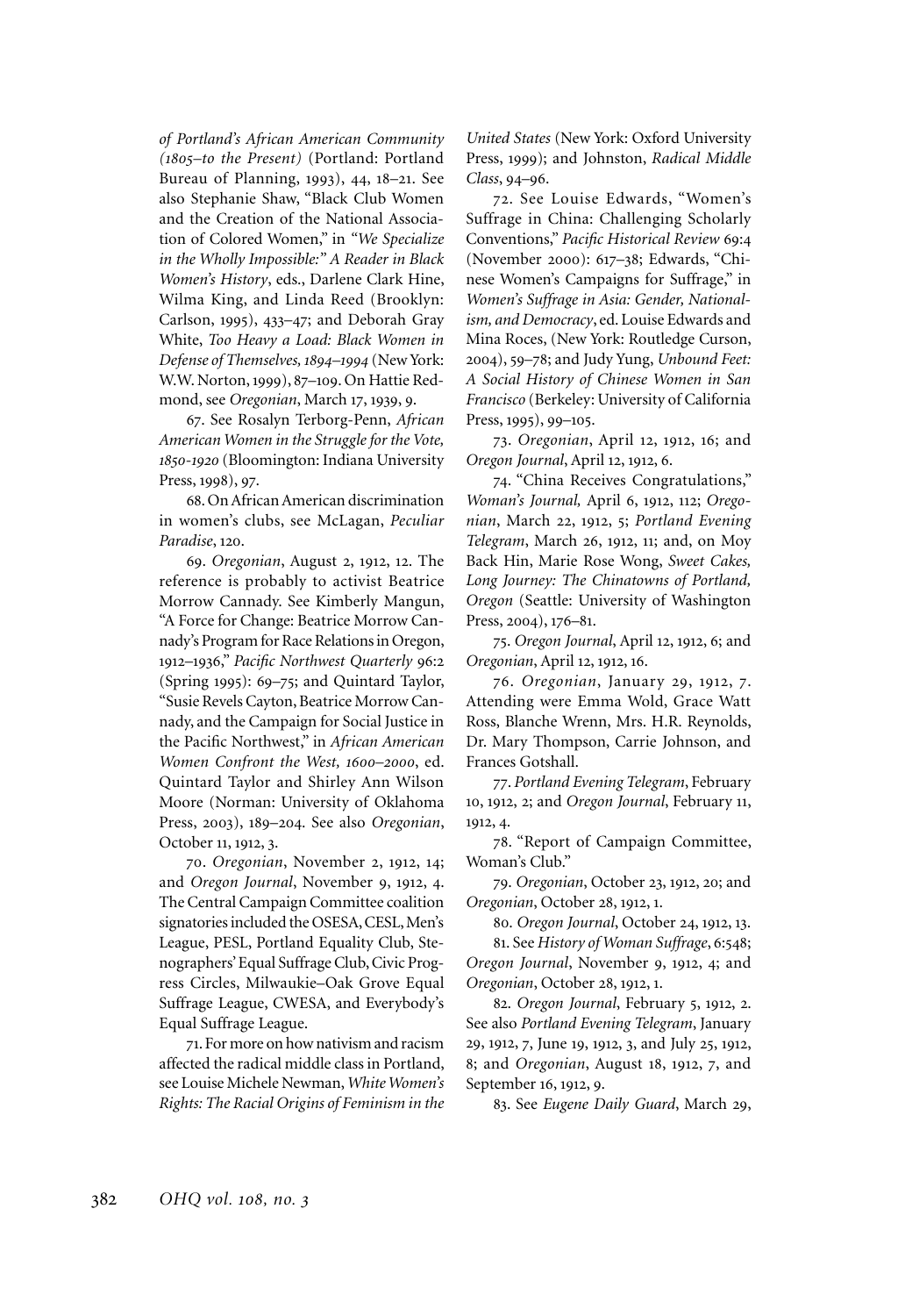*of Portland's African American Community (1805–to the Present)* (Portland: Portland Bureau of Planning, 1993), 44, 18–21. See also Stephanie Shaw, "Black Club Women and the Creation of the National Association of Colored Women," in *"We Specialize in the Wholly Impossible:" A Reader in Black Women's History*, eds., Darlene Clark Hine, Wilma King, and Linda Reed (Brooklyn: Carlson, 1995), 433–47; and Deborah Gray White, *Too Heavy a Load: Black Women in Defense of Themselves, 1894–1994* (New York: W.W. Norton, 1999), 87–109. On Hattie Redmond, see *Oregonian*, March 17, 1939, 9.

67. See Rosalyn Terborg-Penn, *African American Women in the Struggle for the Vote, 1850-1920* (Bloomington: Indiana University Press, 1998), 97.

68. On African American discrimination in women's clubs, see McLagan, *Peculiar Paradise*, 120.

69. *Oregonian*, August 2, 1912, 12. The reference is probably to activist Beatrice Morrow Cannady. See Kimberly Mangun, "A Force for Change: Beatrice Morrow Cannady's Program for Race Relations in Oregon, 1912–1936," *Pacific Northwest Quarterly* 96:2 (Spring 1995): 69–75; and Quintard Taylor, "Susie Revels Cayton, Beatrice Morrow Cannady, and the Campaign for Social Justice in the Pacific Northwest," in *African American Women Confront the West, 1600–2000*, ed. Quintard Taylor and Shirley Ann Wilson Moore (Norman: University of Oklahoma Press, 2003), 189–204. See also *Oregonian*, October 11, 1912, 3.

70. *Oregonian*, November 2, 1912, 14; and *Oregon Journal*, November 9, 1912, 4. The Central Campaign Committee coalition signatories included the OSESA, CESL, Men's League, PESL, Portland Equality Club, Stenographers' Equal Suffrage Club, Civic Progress Circles, Milwaukie–Oak Grove Equal Suffrage League, CWESA, and Everybody's Equal Suffrage League.

71. For more on how nativism and racism affected the radical middle class in Portland, see Louise Michele Newman, *White Women's Rights: The Racial Origins of Feminism in the United States* (New York: Oxford University Press, 1999); and Johnston, *Radical Middle Class*, 94–96.

72. See Louise Edwards, "Women's Suffrage in China: Challenging Scholarly Conventions," *Pacific Historical Review* 69:4 (November 2000): 617–38; Edwards, "Chinese Women's Campaigns for Suffrage," in *Women's Suffrage in Asia: Gender, Nationalism, and Democracy*, ed. Louise Edwards and Mina Roces, (New York: Routledge Curson, 2004), 59–78; and Judy Yung, *Unbound Feet: A Social History of Chinese Women in San Francisco* (Berkeley: University of California Press, 1995), 99–105.

73. *Oregonian*, April 12, 1912, 16; and *Oregon Journal*, April 12, 1912, 6.

74. "China Receives Congratulations," *Woman's Journal,* April 6, 1912, 112; *Oregonian*, March 22, 1912, 5; *Portland Evening Telegram*, March 26, 1912, 11; and, on Moy Back Hin, Marie Rose Wong, *Sweet Cakes, Long Journey: The Chinatowns of Portland, Oregon* (Seattle: University of Washington Press, 2004), 176–81.

75. *Oregon Journal*, April 12, 1912, 6; and *Oregonian*, April 12, 1912, 16.

76. *Oregonian*, January 29, 1912, 7. Attending were Emma Wold, Grace Watt Ross, Blanche Wrenn, Mrs. H.R. Reynolds, Dr. Mary Thompson, Carrie Johnson, and Frances Gotshall.

77. *Portland Evening Telegram*, February 10, 1912, 2; and *Oregon Journal*, February 11, 1912, 4.

78. "Report of Campaign Committee, Woman's Club."

79. *Oregonian*, October 23, 1912, 20; and *Oregonian*, October 28, 1912, 1.

80. *Oregon Journal*, October 24, 1912, 13.

81. See *History of Woman Suffrage*, 6:548; *Oregon Journal*, November 9, 1912, 4; and *Oregonian*, October 28, 1912, 1.

82. *Oregon Journal*, February 5, 1912, 2. See also *Portland Evening Telegram*, January 29, 1912, 7, June 19, 1912, 3, and July 25, 1912, 8; and *Oregonian*, August 18, 1912, 7, and September 16, 1912, 9.

83. See *Eugene Daily Guard*, March 29,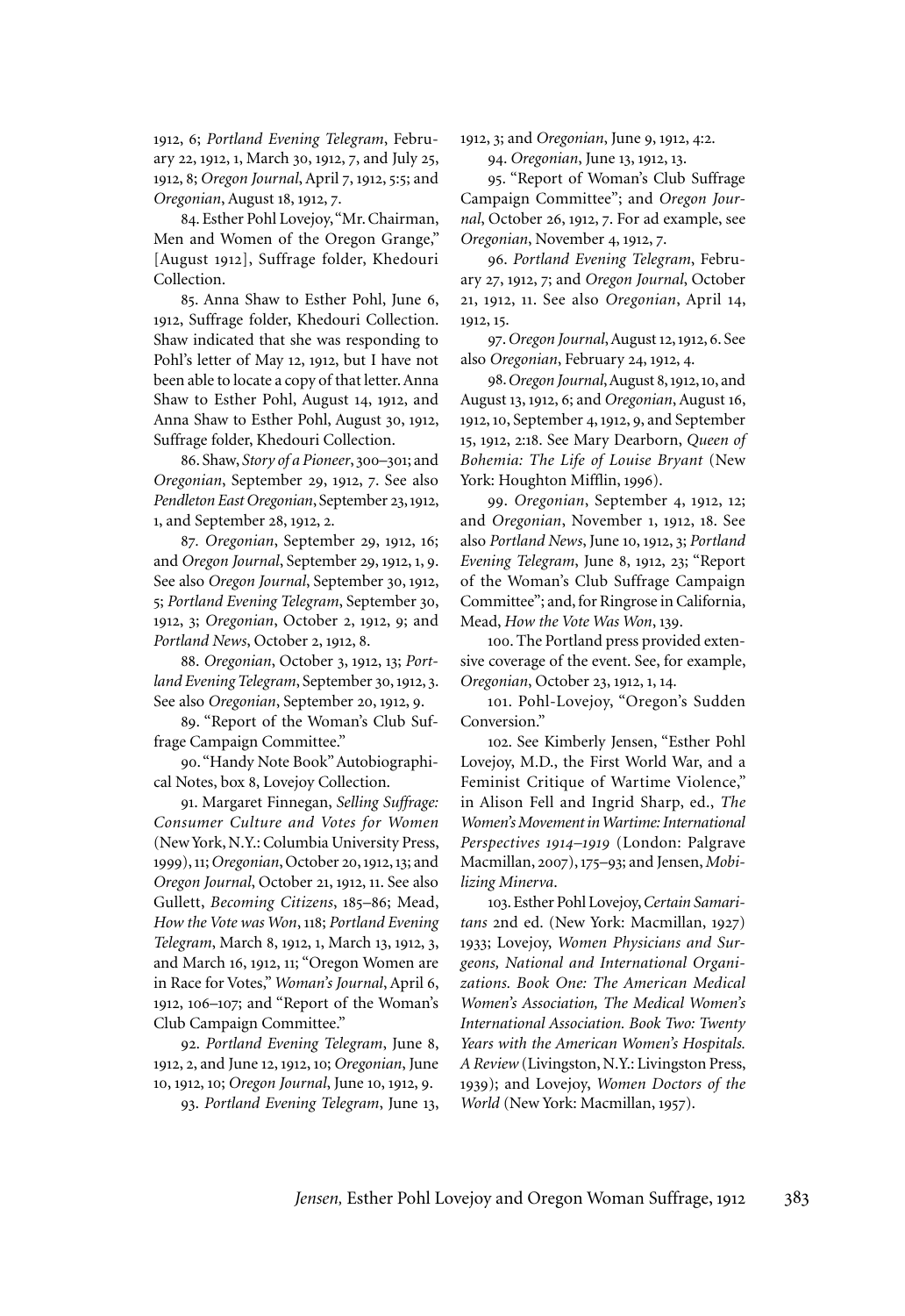1912, 6; *Portland Evening Telegram*, February 22, 1912, 1, March 30, 1912, 7, and July 25, 1912, 8; *Oregon Journal*, April 7, 1912, 5:5; and *Oregonian*, August 18, 1912, 7.

84. Esther Pohl Lovejoy, "Mr. Chairman, Men and Women of the Oregon Grange," [August 1912], Suffrage folder, Khedouri Collection.

85. Anna Shaw to Esther Pohl, June 6, 1912, Suffrage folder, Khedouri Collection. Shaw indicated that she was responding to Pohl's letter of May 12, 1912, but I have not been able to locate a copy of that letter. Anna Shaw to Esther Pohl, August 14, 1912, and Anna Shaw to Esther Pohl, August 30, 1912, Suffrage folder, Khedouri Collection.

86. Shaw, *Story of a Pioneer*, 300–301; and *Oregonian*, September 29, 1912, 7. See also *Pendleton East Oregonian*, September 23, 1912, 1, and September 28, 1912, 2.

87. *Oregonian*, September 29, 1912, 16; and *Oregon Journal*, September 29, 1912, 1, 9. See also *Oregon Journal*, September 30, 1912, 5; *Portland Evening Telegram*, September 30, 1912, 3; *Oregonian*, October 2, 1912, 9; and *Portland News*, October 2, 1912, 8.

88. *Oregonian*, October 3, 1912, 13; *Portland Evening Telegram*, September 30, 1912, 3. See also *Oregonian*, September 20, 1912, 9.

89. "Report of the Woman's Club Suffrage Campaign Committee."

90. "Handy Note Book" Autobiographical Notes, box 8, Lovejoy Collection.

91. Margaret Finnegan, *Selling Suffrage: Consumer Culture and Votes for Women* (New York, N.Y.: Columbia University Press, 1999), 11; *Oregonian*, October 20, 1912, 13; and *Oregon Journal*, October 21, 1912, 11. See also Gullett, *Becoming Citizens*, 185–86; Mead, *How the Vote was Won*, 118; *Portland Evening Telegram*, March 8, 1912, 1, March 13, 1912, 3, and March 16, 1912, 11; "Oregon Women are in Race for Votes," *Woman's Journal*, April 6, 1912, 106–107; and "Report of the Woman's Club Campaign Committee."

92. *Portland Evening Telegram*, June 8, 1912, 2, and June 12, 1912, 10; *Oregonian*, June 10, 1912, 10; *Oregon Journal*, June 10, 1912, 9.

93. *Portland Evening Telegram*, June 13, 1912, 3; and *Oregonian*, June 9, 1912, 4:2.

94. *Oregonian*, June 13, 1912, 13.

95. "Report of Woman's Club Suffrage Campaign Committee"; and *Oregon Journal*, October 26, 1912, 7. For ad example, see *Oregonian*, November 4, 1912, 7.

96. *Portland Evening Telegram*, February 27, 1912, 7; and *Oregon Journal*, October 21, 1912, 11. See also *Oregonian*, April 14, 1912, 15.

97. *Oregon Journal*, August 12, 1912, 6. See also *Oregonian*, February 24, 1912, 4.

98. *Oregon Journal*, August 8, 1912, 10, and August 13, 1912, 6; and *Oregonian*, August 16, 1912, 10, September 4, 1912, 9, and September 15, 1912, 2:18. See Mary Dearborn, *Queen of Bohemia: The Life of Louise Bryant* (New York: Houghton Mifflin, 1996).

99. *Oregonian*, September 4, 1912, 12; and *Oregonian*, November 1, 1912, 18. See also *Portland News*, June 10, 1912, 3; *Portland Evening Telegram*, June 8, 1912, 23; "Report of the Woman's Club Suffrage Campaign Committee"; and, for Ringrose in California, Mead, *How the Vote Was Won*, 139.

100. The Portland press provided extensive coverage of the event. See, for example, *Oregonian*, October 23, 1912, 1, 14.

101. Pohl-Lovejoy, "Oregon's Sudden Conversion."

102. See Kimberly Jensen, "Esther Pohl Lovejoy, M.D., the First World War, and a Feminist Critique of Wartime Violence," in Alison Fell and Ingrid Sharp, ed., *The Women's Movement in Wartime: International Perspectives 1914–1919* (London: Palgrave Macmillan, 2007), 175–93; and Jensen, *Mobilizing Minerva*.

103. Esther Pohl Lovejoy, *Certain Samaritans* 2nd ed. (New York: Macmillan, 1927) 1933; Lovejoy, *Women Physicians and Surgeons, National and International Organizations. Book One: The American Medical Women's Association, The Medical Women's International Association. Book Two: Twenty Years with the American Women's Hospitals. A Review* (Livingston, N.Y.: Livingston Press, 1939); and Lovejoy, *Women Doctors of the World* (New York: Macmillan, 1957).